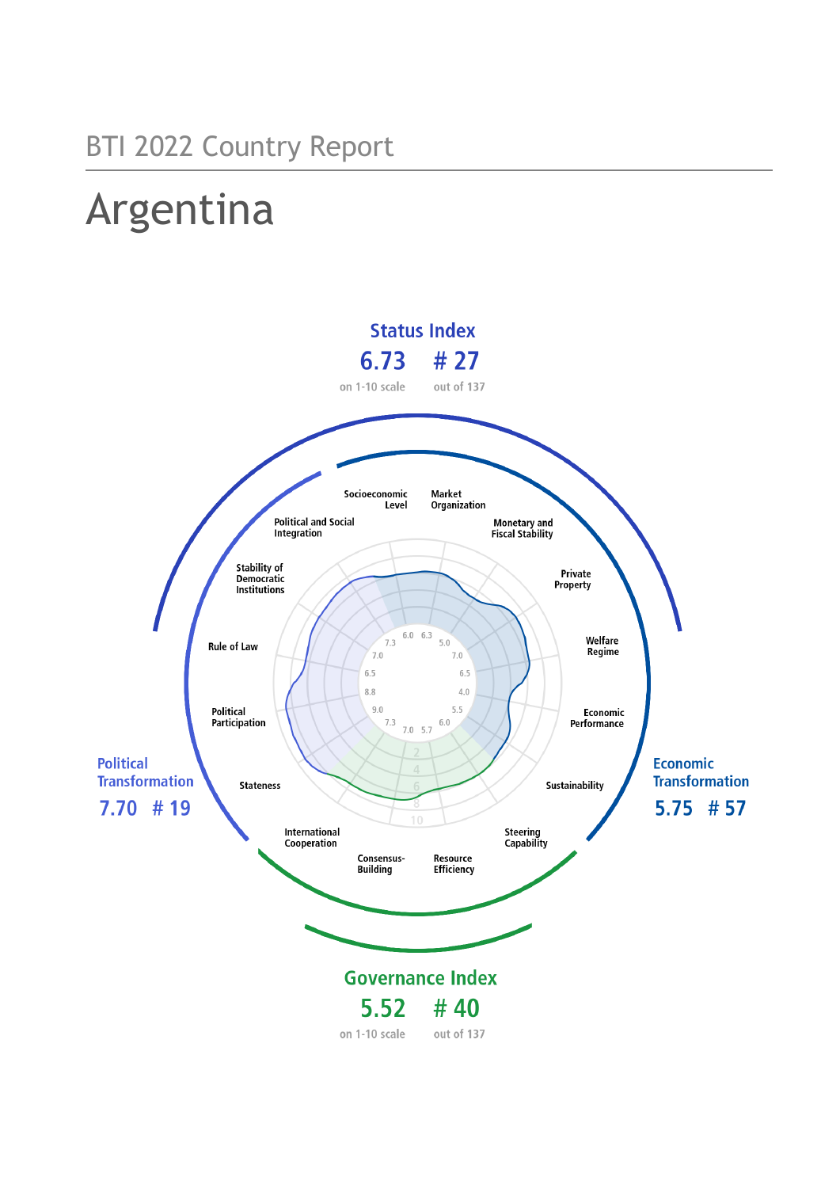BTI 2022 Country Report

# Argentina

## Status Index

**6.73** on 1-10 scale — **# 27** out of 137

Political Transformation **7.70** **# 19**

Economic Transformation **5.75** **# 57**

## Governance Index

**5.52** on 1-10 scale — **# 40** out of 137

| Criterion | Score |
| --- | --- |
| Stateness | 9.0 |
| Political Participation | 8.8 |
| Rule of Law | 6.5 |
| Stability of Democratic Institutions | 7.0 |
| Political and Social Integration | 7.3 |
| Socioeconomic Level | 6.0 |
| Market Organization | 6.3 |
| Monetary and Fiscal Stability | 5.0 |
| Private Property | 7.0 |
| Welfare Regime | 6.5 |
| Economic Performance | 4.0 |
| Sustainability | 5.5 |
| Steering Capability | 6.0 |
| Resource Efficiency | 5.7 |
| Consensus-Building | 7.0 |
| International Cooperation | 7.3 |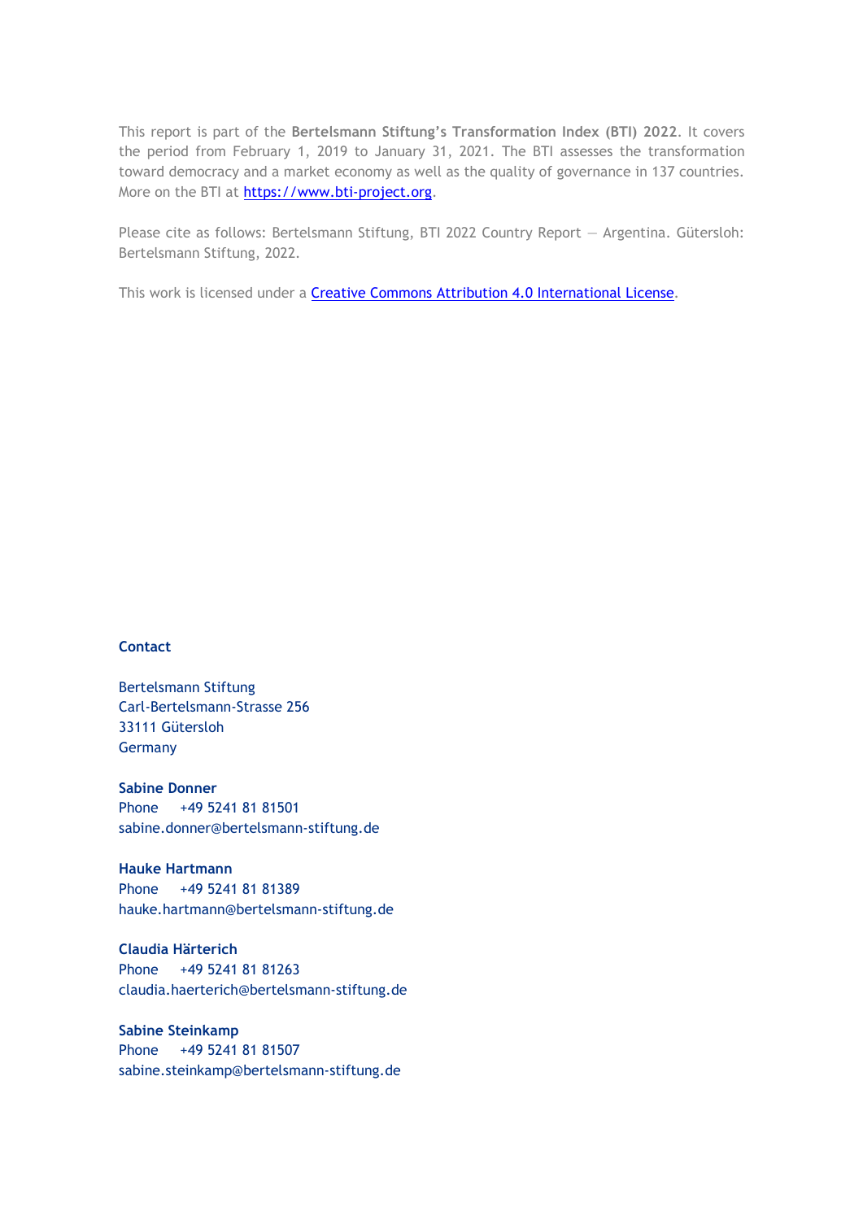This report is part of the **Bertelsmann Stiftung's Transformation Index (BTI) 2022**. It covers the period from February 1, 2019 to January 31, 2021. The BTI assesses the transformation toward democracy and a market economy as well as the quality of governance in 137 countries. More on the BTI at [https://www.bti-project.org](https://www.bti-project.org).

Please cite as follows: Bertelsmann Stiftung, BTI 2022 Country Report — Argentina. Gütersloh: Bertelsmann Stiftung, 2022.

This work is licensed under a [Creative Commons Attribution 4.0 International License](https://creativecommons.org/licenses/by/4.0/).

**Contact**

Bertelsmann Stiftung
Carl-Bertelsmann-Strasse 256
33111 Gütersloh
Germany

**Sabine Donner**
Phone +49 5241 81 81501
sabine.donner@bertelsmann-stiftung.de

**Hauke Hartmann**
Phone +49 5241 81 81389
hauke.hartmann@bertelsmann-stiftung.de

**Claudia Härterich**
Phone +49 5241 81 81263
claudia.haerterich@bertelsmann-stiftung.de

**Sabine Steinkamp**
Phone +49 5241 81 81507
sabine.steinkamp@bertelsmann-stiftung.de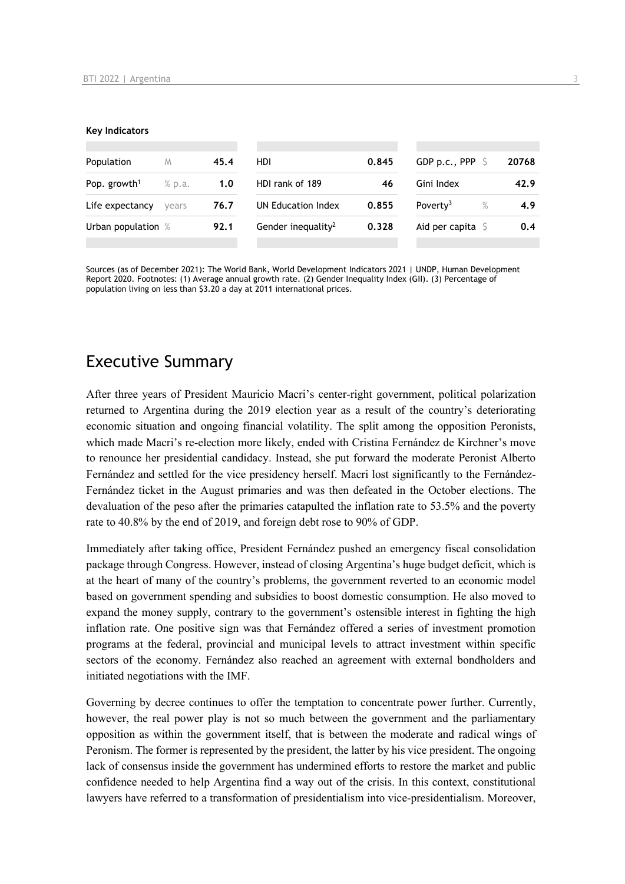**Key Indicators**

| Population | M | 45.4 | HDI | 0.845 | GDP p.c., PPP | $ | 20768 |
|---|---|---|---|---|---|---|---|
| Pop. growth[1] | % p.a. | 1.0 | HDI rank of 189 | 46 | Gini Index | | 42.9 |
| Life expectancy | years | 76.7 | UN Education Index | 0.855 | Poverty[3] | % | 4.9 |
| Urban population | % | 92.1 | Gender inequality[2] | 0.328 | Aid per capita | $ | 0.4 |

Sources (as of December 2021): The World Bank, World Development Indicators 2021 | UNDP, Human Development Report 2020. Footnotes: (1) Average annual growth rate. (2) Gender Inequality Index (GII). (3) Percentage of population living on less than $3.20 a day at 2011 international prices.

## Executive Summary

After three years of President Mauricio Macri's center-right government, political polarization returned to Argentina during the 2019 election year as a result of the country's deteriorating economic situation and ongoing financial volatility. The split among the opposition Peronists, which made Macri's re-election more likely, ended with Cristina Fernández de Kirchner's move to renounce her presidential candidacy. Instead, she put forward the moderate Peronist Alberto Fernández and settled for the vice presidency herself. Macri lost significantly to the Fernández-Fernández ticket in the August primaries and was then defeated in the October elections. The devaluation of the peso after the primaries catapulted the inflation rate to 53.5% and the poverty rate to 40.8% by the end of 2019, and foreign debt rose to 90% of GDP.

Immediately after taking office, President Fernández pushed an emergency fiscal consolidation package through Congress. However, instead of closing Argentina's huge budget deficit, which is at the heart of many of the country's problems, the government reverted to an economic model based on government spending and subsidies to boost domestic consumption. He also moved to expand the money supply, contrary to the government's ostensible interest in fighting the high inflation rate. One positive sign was that Fernández offered a series of investment promotion programs at the federal, provincial and municipal levels to attract investment within specific sectors of the economy. Fernández also reached an agreement with external bondholders and initiated negotiations with the IMF.

Governing by decree continues to offer the temptation to concentrate power further. Currently, however, the real power play is not so much between the government and the parliamentary opposition as within the government itself, that is between the moderate and radical wings of Peronism. The former is represented by the president, the latter by his vice president. The ongoing lack of consensus inside the government has undermined efforts to restore the market and public confidence needed to help Argentina find a way out of the crisis. In this context, constitutional lawyers have referred to a transformation of presidentialism into vice-presidentialism. Moreover,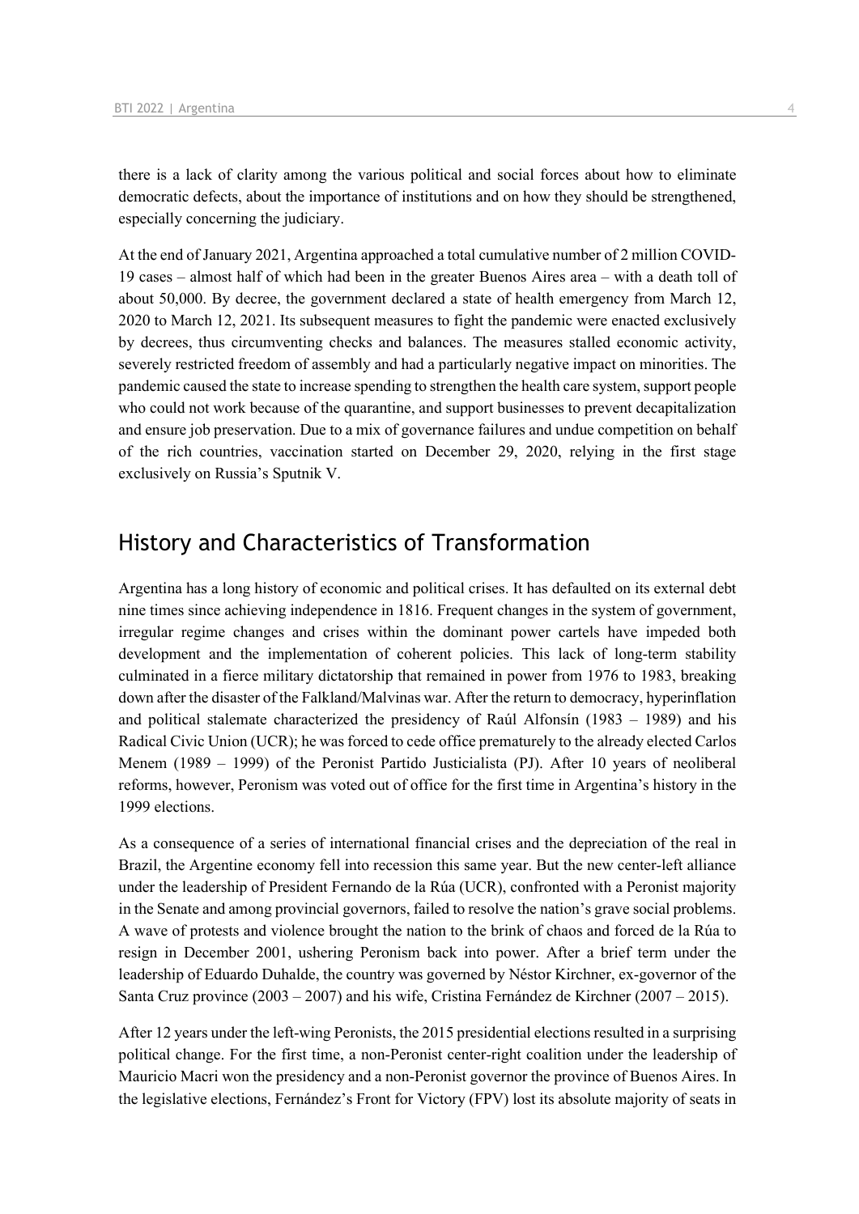there is a lack of clarity among the various political and social forces about how to eliminate democratic defects, about the importance of institutions and on how they should be strengthened, especially concerning the judiciary.

At the end of January 2021, Argentina approached a total cumulative number of 2 million COVID-19 cases – almost half of which had been in the greater Buenos Aires area – with a death toll of about 50,000. By decree, the government declared a state of health emergency from March 12, 2020 to March 12, 2021. Its subsequent measures to fight the pandemic were enacted exclusively by decrees, thus circumventing checks and balances. The measures stalled economic activity, severely restricted freedom of assembly and had a particularly negative impact on minorities. The pandemic caused the state to increase spending to strengthen the health care system, support people who could not work because of the quarantine, and support businesses to prevent decapitalization and ensure job preservation. Due to a mix of governance failures and undue competition on behalf of the rich countries, vaccination started on December 29, 2020, relying in the first stage exclusively on Russia's Sputnik V.

## History and Characteristics of Transformation

Argentina has a long history of economic and political crises. It has defaulted on its external debt nine times since achieving independence in 1816. Frequent changes in the system of government, irregular regime changes and crises within the dominant power cartels have impeded both development and the implementation of coherent policies. This lack of long-term stability culminated in a fierce military dictatorship that remained in power from 1976 to 1983, breaking down after the disaster of the Falkland/Malvinas war. After the return to democracy, hyperinflation and political stalemate characterized the presidency of Raúl Alfonsín (1983 – 1989) and his Radical Civic Union (UCR); he was forced to cede office prematurely to the already elected Carlos Menem (1989 – 1999) of the Peronist Partido Justicialista (PJ). After 10 years of neoliberal reforms, however, Peronism was voted out of office for the first time in Argentina's history in the 1999 elections.

As a consequence of a series of international financial crises and the depreciation of the real in Brazil, the Argentine economy fell into recession this same year. But the new center-left alliance under the leadership of President Fernando de la Rúa (UCR), confronted with a Peronist majority in the Senate and among provincial governors, failed to resolve the nation's grave social problems. A wave of protests and violence brought the nation to the brink of chaos and forced de la Rúa to resign in December 2001, ushering Peronism back into power. After a brief term under the leadership of Eduardo Duhalde, the country was governed by Néstor Kirchner, ex-governor of the Santa Cruz province (2003 – 2007) and his wife, Cristina Fernández de Kirchner (2007 – 2015).

After 12 years under the left-wing Peronists, the 2015 presidential elections resulted in a surprising political change. For the first time, a non-Peronist center-right coalition under the leadership of Mauricio Macri won the presidency and a non-Peronist governor the province of Buenos Aires. In the legislative elections, Fernández's Front for Victory (FPV) lost its absolute majority of seats in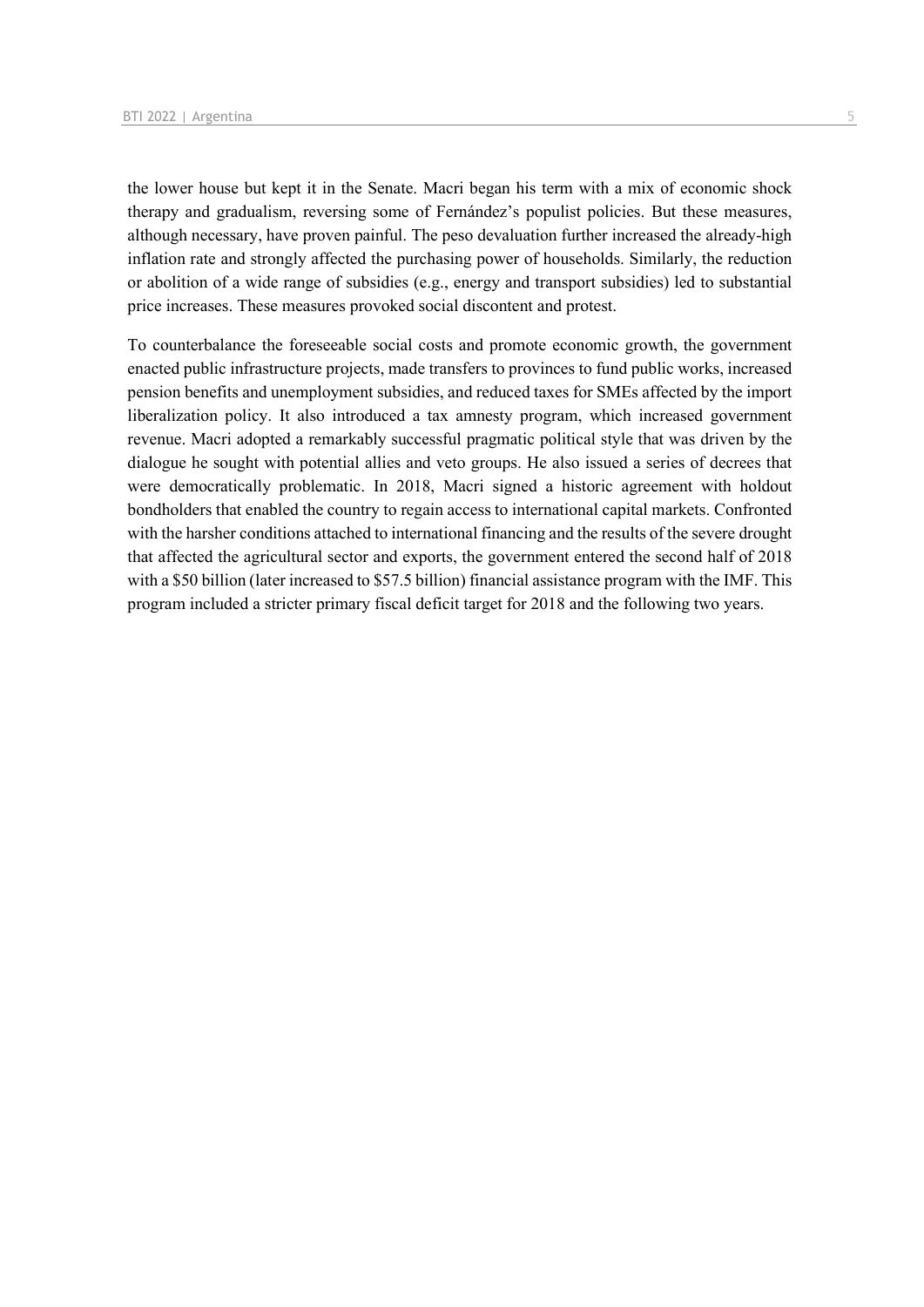the lower house but kept it in the Senate. Macri began his term with a mix of economic shock therapy and gradualism, reversing some of Fernández's populist policies. But these measures, although necessary, have proven painful. The peso devaluation further increased the already-high inflation rate and strongly affected the purchasing power of households. Similarly, the reduction or abolition of a wide range of subsidies (e.g., energy and transport subsidies) led to substantial price increases. These measures provoked social discontent and protest.

To counterbalance the foreseeable social costs and promote economic growth, the government enacted public infrastructure projects, made transfers to provinces to fund public works, increased pension benefits and unemployment subsidies, and reduced taxes for SMEs affected by the import liberalization policy. It also introduced a tax amnesty program, which increased government revenue. Macri adopted a remarkably successful pragmatic political style that was driven by the dialogue he sought with potential allies and veto groups. He also issued a series of decrees that were democratically problematic. In 2018, Macri signed a historic agreement with holdout bondholders that enabled the country to regain access to international capital markets. Confronted with the harsher conditions attached to international financing and the results of the severe drought that affected the agricultural sector and exports, the government entered the second half of 2018 with a $50 billion (later increased to $57.5 billion) financial assistance program with the IMF. This program included a stricter primary fiscal deficit target for 2018 and the following two years.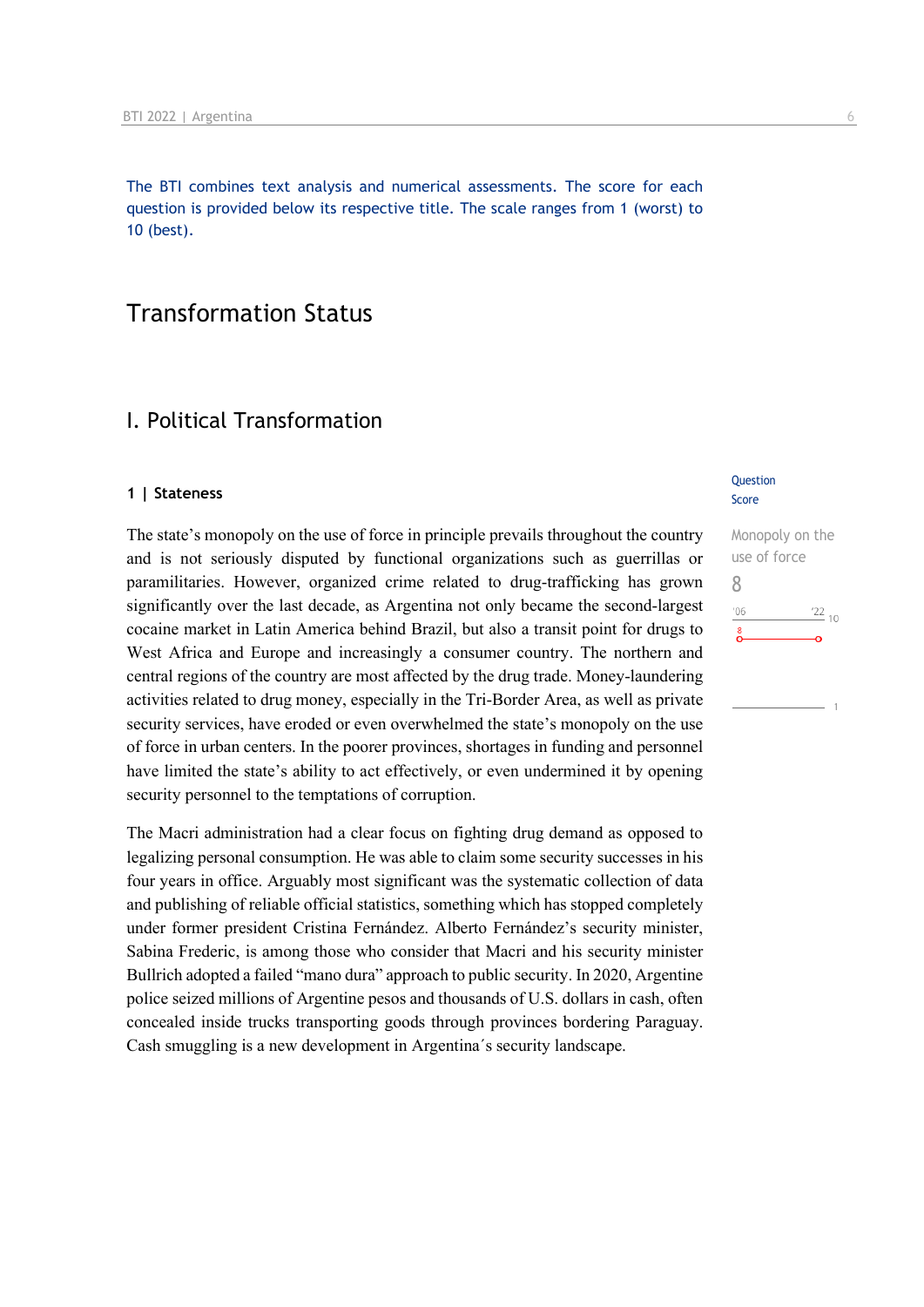The BTI combines text analysis and numerical assessments. The score for each question is provided below its respective title. The scale ranges from 1 (worst) to 10 (best).

# Transformation Status

## I. Political Transformation

### 1 | Stateness

Question Score

Monopoly on the use of force

8

The state's monopoly on the use of force in principle prevails throughout the country and is not seriously disputed by functional organizations such as guerrillas or paramilitaries. However, organized crime related to drug-trafficking has grown significantly over the last decade, as Argentina not only became the second-largest cocaine market in Latin America behind Brazil, but also a transit point for drugs to West Africa and Europe and increasingly a consumer country. The northern and central regions of the country are most affected by the drug trade. Money-laundering activities related to drug money, especially in the Tri-Border Area, as well as private security services, have eroded or even overwhelmed the state's monopoly on the use of force in urban centers. In the poorer provinces, shortages in funding and personnel have limited the state's ability to act effectively, or even undermined it by opening security personnel to the temptations of corruption.

The Macri administration had a clear focus on fighting drug demand as opposed to legalizing personal consumption. He was able to claim some security successes in his four years in office. Arguably most significant was the systematic collection of data and publishing of reliable official statistics, something which has stopped completely under former president Cristina Fernández. Alberto Fernández's security minister, Sabina Frederic, is among those who consider that Macri and his security minister Bullrich adopted a failed "mano dura" approach to public security. In 2020, Argentine police seized millions of Argentine pesos and thousands of U.S. dollars in cash, often concealed inside trucks transporting goods through provinces bordering Paraguay. Cash smuggling is a new development in Argentina´s security landscape.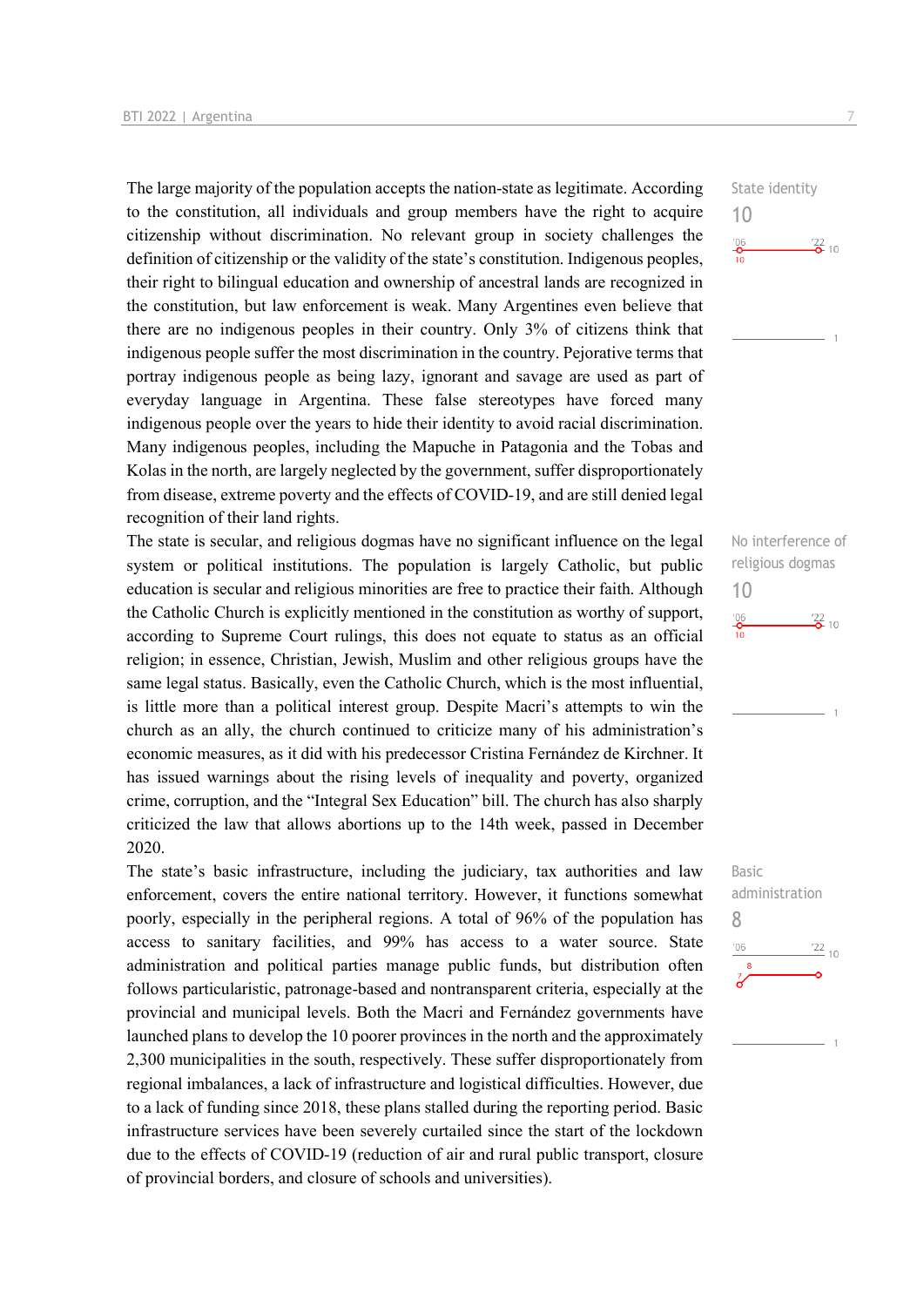State identity

10

The large majority of the population accepts the nation-state as legitimate. According to the constitution, all individuals and group members have the right to acquire citizenship without discrimination. No relevant group in society challenges the definition of citizenship or the validity of the state's constitution. Indigenous peoples, their right to bilingual education and ownership of ancestral lands are recognized in the constitution, but law enforcement is weak. Many Argentines even believe that there are no indigenous peoples in their country. Only 3% of citizens think that indigenous people suffer the most discrimination in the country. Pejorative terms that portray indigenous people as being lazy, ignorant and savage are used as part of everyday language in Argentina. These false stereotypes have forced many indigenous people over the years to hide their identity to avoid racial discrimination. Many indigenous peoples, including the Mapuche in Patagonia and the Tobas and Kolas in the north, are largely neglected by the government, suffer disproportionately from disease, extreme poverty and the effects of COVID-19, and are still denied legal recognition of their land rights.

No interference of religious dogmas

10

The state is secular, and religious dogmas have no significant influence on the legal system or political institutions. The population is largely Catholic, but public education is secular and religious minorities are free to practice their faith. Although the Catholic Church is explicitly mentioned in the constitution as worthy of support, according to Supreme Court rulings, this does not equate to status as an official religion; in essence, Christian, Jewish, Muslim and other religious groups have the same legal status. Basically, even the Catholic Church, which is the most influential, is little more than a political interest group. Despite Macri's attempts to win the church as an ally, the church continued to criticize many of his administration's economic measures, as it did with his predecessor Cristina Fernández de Kirchner. It has issued warnings about the rising levels of inequality and poverty, organized crime, corruption, and the "Integral Sex Education" bill. The church has also sharply criticized the law that allows abortions up to the 14th week, passed in December 2020.

Basic administration

8

The state's basic infrastructure, including the judiciary, tax authorities and law enforcement, covers the entire national territory. However, it functions somewhat poorly, especially in the peripheral regions. A total of 96% of the population has access to sanitary facilities, and 99% has access to a water source. State administration and political parties manage public funds, but distribution often follows particularistic, patronage-based and nontransparent criteria, especially at the provincial and municipal levels. Both the Macri and Fernández governments have launched plans to develop the 10 poorer provinces in the north and the approximately 2,300 municipalities in the south, respectively. These suffer disproportionately from regional imbalances, a lack of infrastructure and logistical difficulties. However, due to a lack of funding since 2018, these plans stalled during the reporting period. Basic infrastructure services have been severely curtailed since the start of the lockdown due to the effects of COVID-19 (reduction of air and rural public transport, closure of provincial borders, and closure of schools and universities).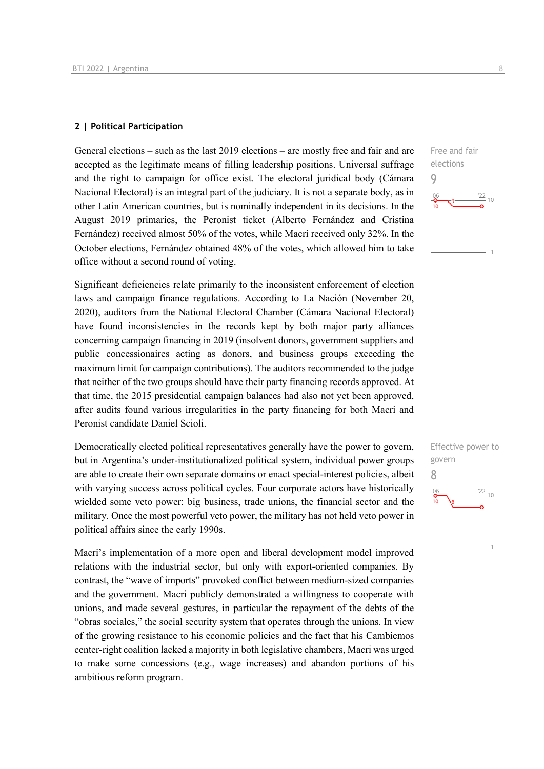## 2 | Political Participation

General elections – such as the last 2019 elections – are mostly free and fair and are accepted as the legitimate means of filling leadership positions. Universal suffrage and the right to campaign for office exist. The electoral juridical body (Cámara Nacional Electoral) is an integral part of the judiciary. It is not a separate body, as in other Latin American countries, but is nominally independent in its decisions. In the August 2019 primaries, the Peronist ticket (Alberto Fernández and Cristina Fernández) received almost 50% of the votes, while Macri received only 32%. In the October elections, Fernández obtained 48% of the votes, which allowed him to take office without a second round of voting.

Free and fair elections
9

Significant deficiencies relate primarily to the inconsistent enforcement of election laws and campaign finance regulations. According to La Nación (November 20, 2020), auditors from the National Electoral Chamber (Cámara Nacional Electoral) have found inconsistencies in the records kept by both major party alliances concerning campaign financing in 2019 (insolvent donors, government suppliers and public concessionaires acting as donors, and business groups exceeding the maximum limit for campaign contributions). The auditors recommended to the judge that neither of the two groups should have their party financing records approved. At that time, the 2015 presidential campaign balances had also not yet been approved, after audits found various irregularities in the party financing for both Macri and Peronist candidate Daniel Scioli.

Democratically elected political representatives generally have the power to govern, but in Argentina's under-institutionalized political system, individual power groups are able to create their own separate domains or enact special-interest policies, albeit with varying success across political cycles. Four corporate actors have historically wielded some veto power: big business, trade unions, the financial sector and the military. Once the most powerful veto power, the military has not held veto power in political affairs since the early 1990s.

Effective power to govern
8

Macri's implementation of a more open and liberal development model improved relations with the industrial sector, but only with export-oriented companies. By contrast, the "wave of imports" provoked conflict between medium-sized companies and the government. Macri publicly demonstrated a willingness to cooperate with unions, and made several gestures, in particular the repayment of the debts of the "obras sociales," the social security system that operates through the unions. In view of the growing resistance to his economic policies and the fact that his Cambiemos center-right coalition lacked a majority in both legislative chambers, Macri was urged to make some concessions (e.g., wage increases) and abandon portions of his ambitious reform program.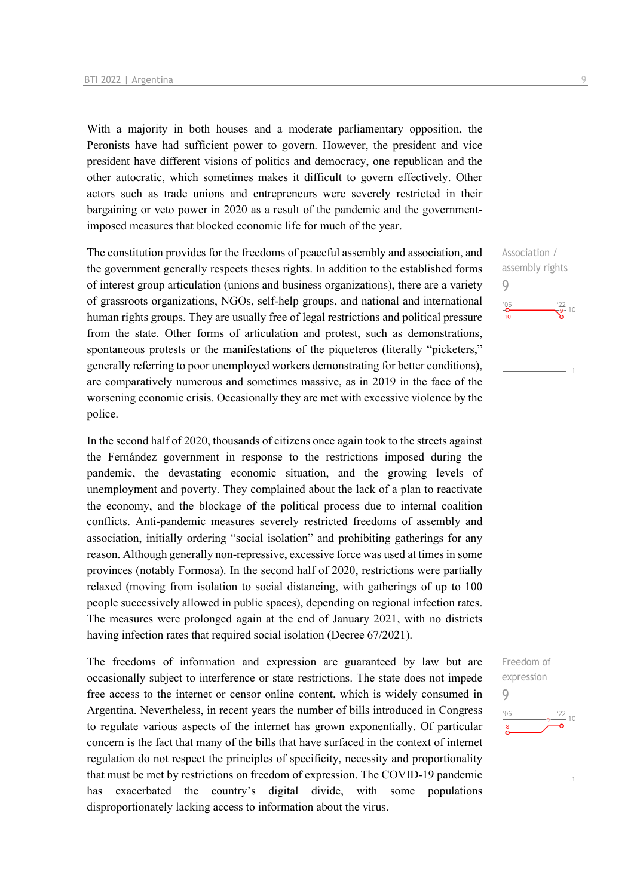With a majority in both houses and a moderate parliamentary opposition, the Peronists have had sufficient power to govern. However, the president and vice president have different visions of politics and democracy, one republican and the other autocratic, which sometimes makes it difficult to govern effectively. Other actors such as trade unions and entrepreneurs were severely restricted in their bargaining or veto power in 2020 as a result of the pandemic and the government-imposed measures that blocked economic life for much of the year.

Association / assembly rights
9

The constitution provides for the freedoms of peaceful assembly and association, and the government generally respects theses rights. In addition to the established forms of interest group articulation (unions and business organizations), there are a variety of grassroots organizations, NGOs, self-help groups, and national and international human rights groups. They are usually free of legal restrictions and political pressure from the state. Other forms of articulation and protest, such as demonstrations, spontaneous protests or the manifestations of the piqueteros (literally "picketers," generally referring to poor unemployed workers demonstrating for better conditions), are comparatively numerous and sometimes massive, as in 2019 in the face of the worsening economic crisis. Occasionally they are met with excessive violence by the police.

In the second half of 2020, thousands of citizens once again took to the streets against the Fernández government in response to the restrictions imposed during the pandemic, the devastating economic situation, and the growing levels of unemployment and poverty. They complained about the lack of a plan to reactivate the economy, and the blockage of the political process due to internal coalition conflicts. Anti-pandemic measures severely restricted freedoms of assembly and association, initially ordering "social isolation" and prohibiting gatherings for any reason. Although generally non-repressive, excessive force was used at times in some provinces (notably Formosa). In the second half of 2020, restrictions were partially relaxed (moving from isolation to social distancing, with gatherings of up to 100 people successively allowed in public spaces), depending on regional infection rates. The measures were prolonged again at the end of January 2021, with no districts having infection rates that required social isolation (Decree 67/2021).

Freedom of expression
9

The freedoms of information and expression are guaranteed by law but are occasionally subject to interference or state restrictions. The state does not impede free access to the internet or censor online content, which is widely consumed in Argentina. Nevertheless, in recent years the number of bills introduced in Congress to regulate various aspects of the internet has grown exponentially. Of particular concern is the fact that many of the bills that have surfaced in the context of internet regulation do not respect the principles of specificity, necessity and proportionality that must be met by restrictions on freedom of expression. The COVID-19 pandemic has exacerbated the country's digital divide, with some populations disproportionately lacking access to information about the virus.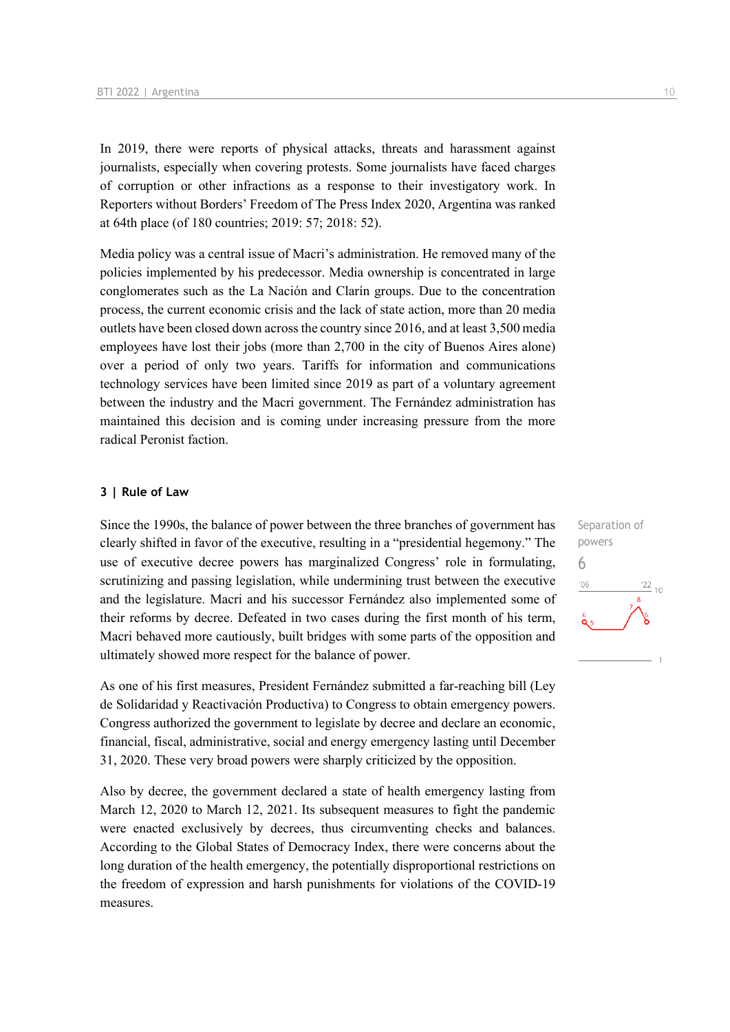In 2019, there were reports of physical attacks, threats and harassment against journalists, especially when covering protests. Some journalists have faced charges of corruption or other infractions as a response to their investigatory work. In Reporters without Borders' Freedom of The Press Index 2020, Argentina was ranked at 64th place (of 180 countries; 2019: 57; 2018: 52).

Media policy was a central issue of Macri's administration. He removed many of the policies implemented by his predecessor. Media ownership is concentrated in large conglomerates such as the La Nación and Clarín groups. Due to the concentration process, the current economic crisis and the lack of state action, more than 20 media outlets have been closed down across the country since 2016, and at least 3,500 media employees have lost their jobs (more than 2,700 in the city of Buenos Aires alone) over a period of only two years. Tariffs for information and communications technology services have been limited since 2019 as part of a voluntary agreement between the industry and the Macri government. The Fernández administration has maintained this decision and is coming under increasing pressure from the more radical Peronist faction.

### 3 | Rule of Law

Separation of powers
6

Since the 1990s, the balance of power between the three branches of government has clearly shifted in favor of the executive, resulting in a "presidential hegemony." The use of executive decree powers has marginalized Congress' role in formulating, scrutinizing and passing legislation, while undermining trust between the executive and the legislature. Macri and his successor Fernández also implemented some of their reforms by decree. Defeated in two cases during the first month of his term, Macri behaved more cautiously, built bridges with some parts of the opposition and ultimately showed more respect for the balance of power.

As one of his first measures, President Fernández submitted a far-reaching bill (Ley de Solidaridad y Reactivación Productiva) to Congress to obtain emergency powers. Congress authorized the government to legislate by decree and declare an economic, financial, fiscal, administrative, social and energy emergency lasting until December 31, 2020. These very broad powers were sharply criticized by the opposition.

Also by decree, the government declared a state of health emergency lasting from March 12, 2020 to March 12, 2021. Its subsequent measures to fight the pandemic were enacted exclusively by decrees, thus circumventing checks and balances. According to the Global States of Democracy Index, there were concerns about the long duration of the health emergency, the potentially disproportional restrictions on the freedom of expression and harsh punishments for violations of the COVID-19 measures.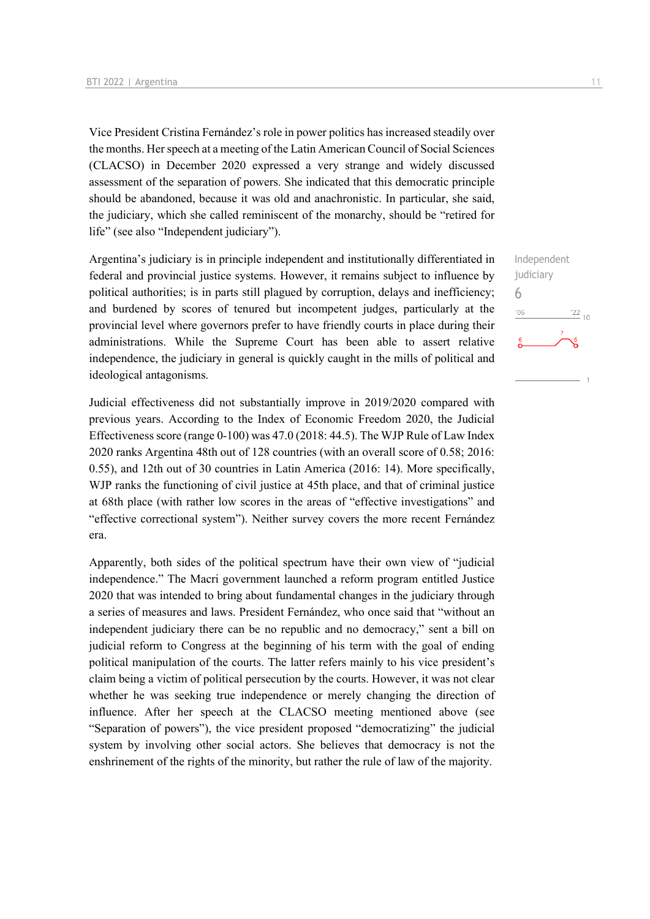Vice President Cristina Fernández's role in power politics has increased steadily over the months. Her speech at a meeting of the Latin American Council of Social Sciences (CLACSO) in December 2020 expressed a very strange and widely discussed assessment of the separation of powers. She indicated that this democratic principle should be abandoned, because it was old and anachronistic. In particular, she said, the judiciary, which she called reminiscent of the monarchy, should be "retired for life" (see also "Independent judiciary").

Independent judiciary
6

Argentina's judiciary is in principle independent and institutionally differentiated in federal and provincial justice systems. However, it remains subject to influence by political authorities; is in parts still plagued by corruption, delays and inefficiency; and burdened by scores of tenured but incompetent judges, particularly at the provincial level where governors prefer to have friendly courts in place during their administrations. While the Supreme Court has been able to assert relative independence, the judiciary in general is quickly caught in the mills of political and ideological antagonisms.

Judicial effectiveness did not substantially improve in 2019/2020 compared with previous years. According to the Index of Economic Freedom 2020, the Judicial Effectiveness score (range 0-100) was 47.0 (2018: 44.5). The WJP Rule of Law Index 2020 ranks Argentina 48th out of 128 countries (with an overall score of 0.58; 2016: 0.55), and 12th out of 30 countries in Latin America (2016: 14). More specifically, WJP ranks the functioning of civil justice at 45th place, and that of criminal justice at 68th place (with rather low scores in the areas of "effective investigations" and "effective correctional system"). Neither survey covers the more recent Fernández era.

Apparently, both sides of the political spectrum have their own view of "judicial independence." The Macri government launched a reform program entitled Justice 2020 that was intended to bring about fundamental changes in the judiciary through a series of measures and laws. President Fernández, who once said that "without an independent judiciary there can be no republic and no democracy," sent a bill on judicial reform to Congress at the beginning of his term with the goal of ending political manipulation of the courts. The latter refers mainly to his vice president's claim being a victim of political persecution by the courts. However, it was not clear whether he was seeking true independence or merely changing the direction of influence. After her speech at the CLACSO meeting mentioned above (see "Separation of powers"), the vice president proposed "democratizing" the judicial system by involving other social actors. She believes that democracy is not the enshrinement of the rights of the minority, but rather the rule of law of the majority.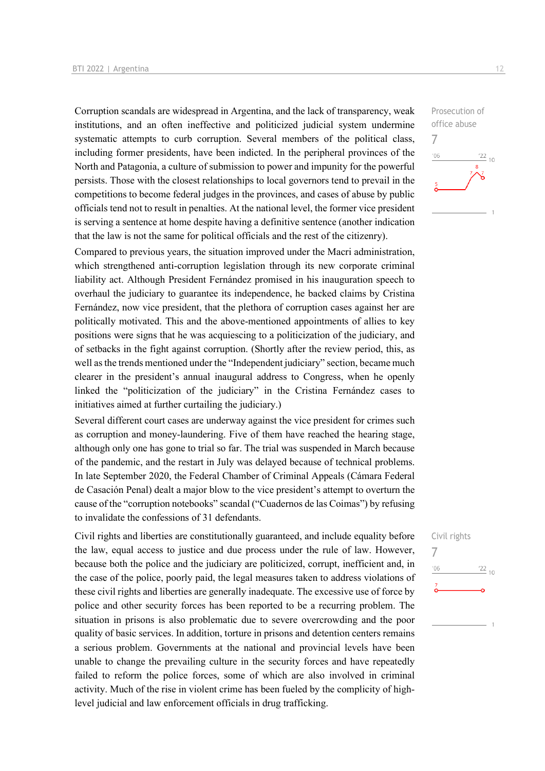Corruption scandals are widespread in Argentina, and the lack of transparency, weak institutions, and an often ineffective and politicized judicial system undermine systematic attempts to curb corruption. Several members of the political class, including former presidents, have been indicted. In the peripheral provinces of the North and Patagonia, a culture of submission to power and impunity for the powerful persists. Those with the closest relationships to local governors tend to prevail in the competitions to become federal judges in the provinces, and cases of abuse by public officials tend not to result in penalties. At the national level, the former vice president is serving a sentence at home despite having a definitive sentence (another indication that the law is not the same for political officials and the rest of the citizenry).

Prosecution of office abuse
7

Compared to previous years, the situation improved under the Macri administration, which strengthened anti-corruption legislation through its new corporate criminal liability act. Although President Fernández promised in his inauguration speech to overhaul the judiciary to guarantee its independence, he backed claims by Cristina Fernández, now vice president, that the plethora of corruption cases against her are politically motivated. This and the above-mentioned appointments of allies to key positions were signs that he was acquiescing to a politicization of the judiciary, and of setbacks in the fight against corruption. (Shortly after the review period, this, as well as the trends mentioned under the "Independent judiciary" section, became much clearer in the president's annual inaugural address to Congress, when he openly linked the "politicization of the judiciary" in the Cristina Fernández cases to initiatives aimed at further curtailing the judiciary.)

Several different court cases are underway against the vice president for crimes such as corruption and money-laundering. Five of them have reached the hearing stage, although only one has gone to trial so far. The trial was suspended in March because of the pandemic, and the restart in July was delayed because of technical problems. In late September 2020, the Federal Chamber of Criminal Appeals (Cámara Federal de Casación Penal) dealt a major blow to the vice president's attempt to overturn the cause of the "corruption notebooks" scandal ("Cuadernos de las Coimas") by refusing to invalidate the confessions of 31 defendants.

Civil rights and liberties are constitutionally guaranteed, and include equality before the law, equal access to justice and due process under the rule of law. However, because both the police and the judiciary are politicized, corrupt, inefficient and, in the case of the police, poorly paid, the legal measures taken to address violations of these civil rights and liberties are generally inadequate. The excessive use of force by police and other security forces has been reported to be a recurring problem. The situation in prisons is also problematic due to severe overcrowding and the poor quality of basic services. In addition, torture in prisons and detention centers remains a serious problem. Governments at the national and provincial levels have been unable to change the prevailing culture in the security forces and have repeatedly failed to reform the police forces, some of which are also involved in criminal activity. Much of the rise in violent crime has been fueled by the complicity of high-level judicial and law enforcement officials in drug trafficking.

Civil rights
7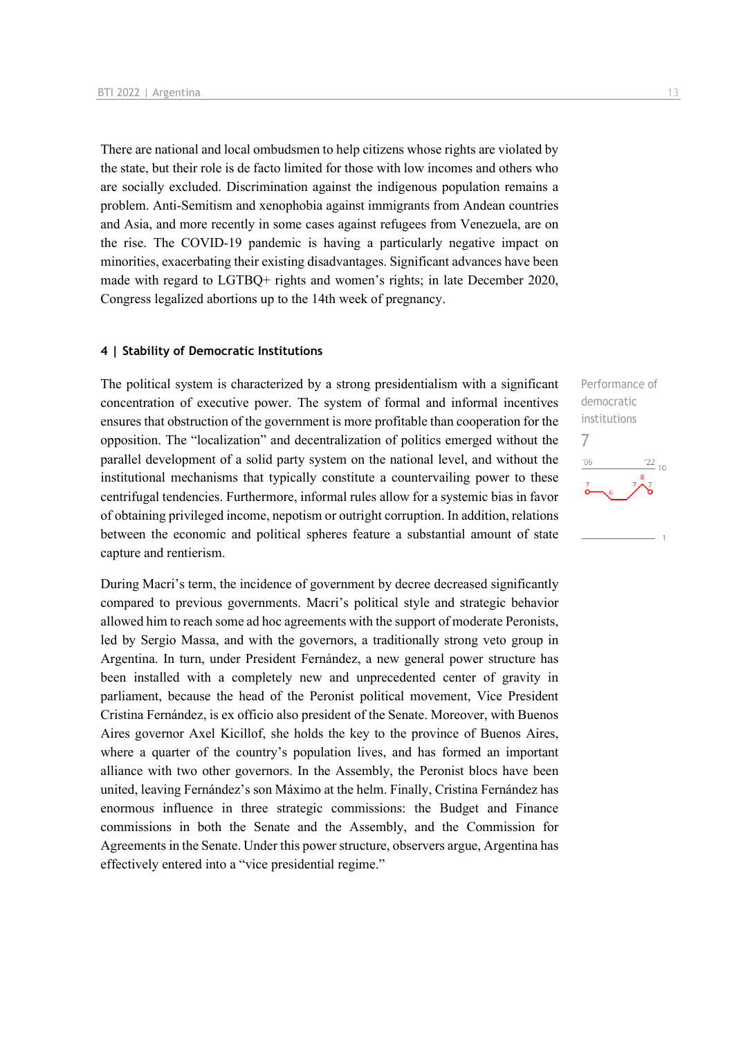There are national and local ombudsmen to help citizens whose rights are violated by the state, but their role is de facto limited for those with low incomes and others who are socially excluded. Discrimination against the indigenous population remains a problem. Anti-Semitism and xenophobia against immigrants from Andean countries and Asia, and more recently in some cases against refugees from Venezuela, are on the rise. The COVID-19 pandemic is having a particularly negative impact on minorities, exacerbating their existing disadvantages. Significant advances have been made with regard to LGTBQ+ rights and women's rights; in late December 2020, Congress legalized abortions up to the 14th week of pregnancy.

## 4 | Stability of Democratic Institutions

Performance of democratic institutions
7

The political system is characterized by a strong presidentialism with a significant concentration of executive power. The system of formal and informal incentives ensures that obstruction of the government is more profitable than cooperation for the opposition. The "localization" and decentralization of politics emerged without the parallel development of a solid party system on the national level, and without the institutional mechanisms that typically constitute a countervailing power to these centrifugal tendencies. Furthermore, informal rules allow for a systemic bias in favor of obtaining privileged income, nepotism or outright corruption. In addition, relations between the economic and political spheres feature a substantial amount of state capture and rentierism.

During Macri's term, the incidence of government by decree decreased significantly compared to previous governments. Macri's political style and strategic behavior allowed him to reach some ad hoc agreements with the support of moderate Peronists, led by Sergio Massa, and with the governors, a traditionally strong veto group in Argentina. In turn, under President Fernández, a new general power structure has been installed with a completely new and unprecedented center of gravity in parliament, because the head of the Peronist political movement, Vice President Cristina Fernández, is ex officio also president of the Senate. Moreover, with Buenos Aires governor Axel Kicillof, she holds the key to the province of Buenos Aires, where a quarter of the country's population lives, and has formed an important alliance with two other governors. In the Assembly, the Peronist blocs have been united, leaving Fernández's son Máximo at the helm. Finally, Cristina Fernández has enormous influence in three strategic commissions: the Budget and Finance commissions in both the Senate and the Assembly, and the Commission for Agreements in the Senate. Under this power structure, observers argue, Argentina has effectively entered into a "vice presidential regime."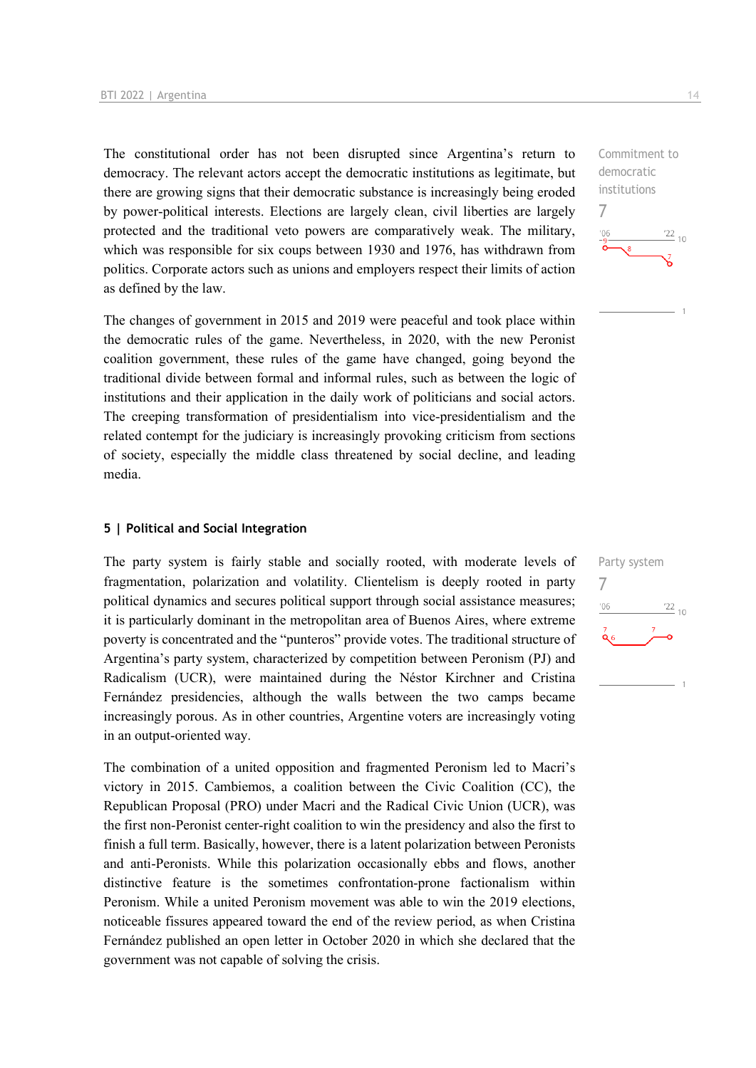The constitutional order has not been disrupted since Argentina's return to democracy. The relevant actors accept the democratic institutions as legitimate, but there are growing signs that their democratic substance is increasingly being eroded by power-political interests. Elections are largely clean, civil liberties are largely protected and the traditional veto powers are comparatively weak. The military, which was responsible for six coups between 1930 and 1976, has withdrawn from politics. Corporate actors such as unions and employers respect their limits of action as defined by the law.

Commitment to democratic institutions
7

The changes of government in 2015 and 2019 were peaceful and took place within the democratic rules of the game. Nevertheless, in 2020, with the new Peronist coalition government, these rules of the game have changed, going beyond the traditional divide between formal and informal rules, such as between the logic of institutions and their application in the daily work of politicians and social actors. The creeping transformation of presidentialism into vice-presidentialism and the related contempt for the judiciary is increasingly provoking criticism from sections of society, especially the middle class threatened by social decline, and leading media.

## 5 | Political and Social Integration

The party system is fairly stable and socially rooted, with moderate levels of fragmentation, polarization and volatility. Clientelism is deeply rooted in party political dynamics and secures political support through social assistance measures; it is particularly dominant in the metropolitan area of Buenos Aires, where extreme poverty is concentrated and the "punteros" provide votes. The traditional structure of Argentina's party system, characterized by competition between Peronism (PJ) and Radicalism (UCR), were maintained during the Néstor Kirchner and Cristina Fernández presidencies, although the walls between the two camps became increasingly porous. As in other countries, Argentine voters are increasingly voting in an output-oriented way.

Party system
7

The combination of a united opposition and fragmented Peronism led to Macri's victory in 2015. Cambiemos, a coalition between the Civic Coalition (CC), the Republican Proposal (PRO) under Macri and the Radical Civic Union (UCR), was the first non-Peronist center-right coalition to win the presidency and also the first to finish a full term. Basically, however, there is a latent polarization between Peronists and anti-Peronists. While this polarization occasionally ebbs and flows, another distinctive feature is the sometimes confrontation-prone factionalism within Peronism. While a united Peronism movement was able to win the 2019 elections, noticeable fissures appeared toward the end of the review period, as when Cristina Fernández published an open letter in October 2020 in which she declared that the government was not capable of solving the crisis.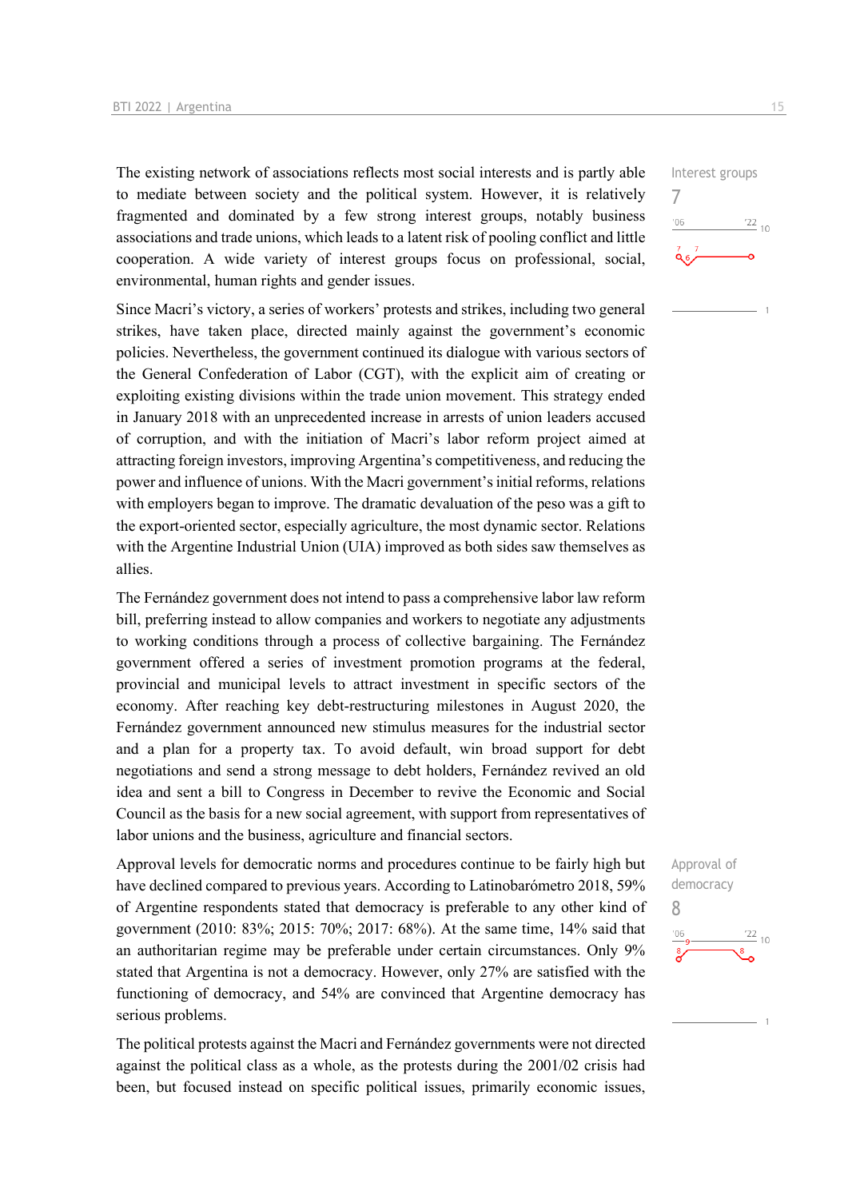Interest groups

7

The existing network of associations reflects most social interests and is partly able to mediate between society and the political system. However, it is relatively fragmented and dominated by a few strong interest groups, notably business associations and trade unions, which leads to a latent risk of pooling conflict and little cooperation. A wide variety of interest groups focus on professional, social, environmental, human rights and gender issues.

Since Macri's victory, a series of workers' protests and strikes, including two general strikes, have taken place, directed mainly against the government's economic policies. Nevertheless, the government continued its dialogue with various sectors of the General Confederation of Labor (CGT), with the explicit aim of creating or exploiting existing divisions within the trade union movement. This strategy ended in January 2018 with an unprecedented increase in arrests of union leaders accused of corruption, and with the initiation of Macri's labor reform project aimed at attracting foreign investors, improving Argentina's competitiveness, and reducing the power and influence of unions. With the Macri government's initial reforms, relations with employers began to improve. The dramatic devaluation of the peso was a gift to the export-oriented sector, especially agriculture, the most dynamic sector. Relations with the Argentine Industrial Union (UIA) improved as both sides saw themselves as allies.

The Fernández government does not intend to pass a comprehensive labor law reform bill, preferring instead to allow companies and workers to negotiate any adjustments to working conditions through a process of collective bargaining. The Fernández government offered a series of investment promotion programs at the federal, provincial and municipal levels to attract investment in specific sectors of the economy. After reaching key debt-restructuring milestones in August 2020, the Fernández government announced new stimulus measures for the industrial sector and a plan for a property tax. To avoid default, win broad support for debt negotiations and send a strong message to debt holders, Fernández revived an old idea and sent a bill to Congress in December to revive the Economic and Social Council as the basis for a new social agreement, with support from representatives of labor unions and the business, agriculture and financial sectors.

Approval of democracy

8

Approval levels for democratic norms and procedures continue to be fairly high but have declined compared to previous years. According to Latinobarómetro 2018, 59% of Argentine respondents stated that democracy is preferable to any other kind of government (2010: 83%; 2015: 70%; 2017: 68%). At the same time, 14% said that an authoritarian regime may be preferable under certain circumstances. Only 9% stated that Argentina is not a democracy. However, only 27% are satisfied with the functioning of democracy, and 54% are convinced that Argentine democracy has serious problems.

The political protests against the Macri and Fernández governments were not directed against the political class as a whole, as the protests during the 2001/02 crisis had been, but focused instead on specific political issues, primarily economic issues,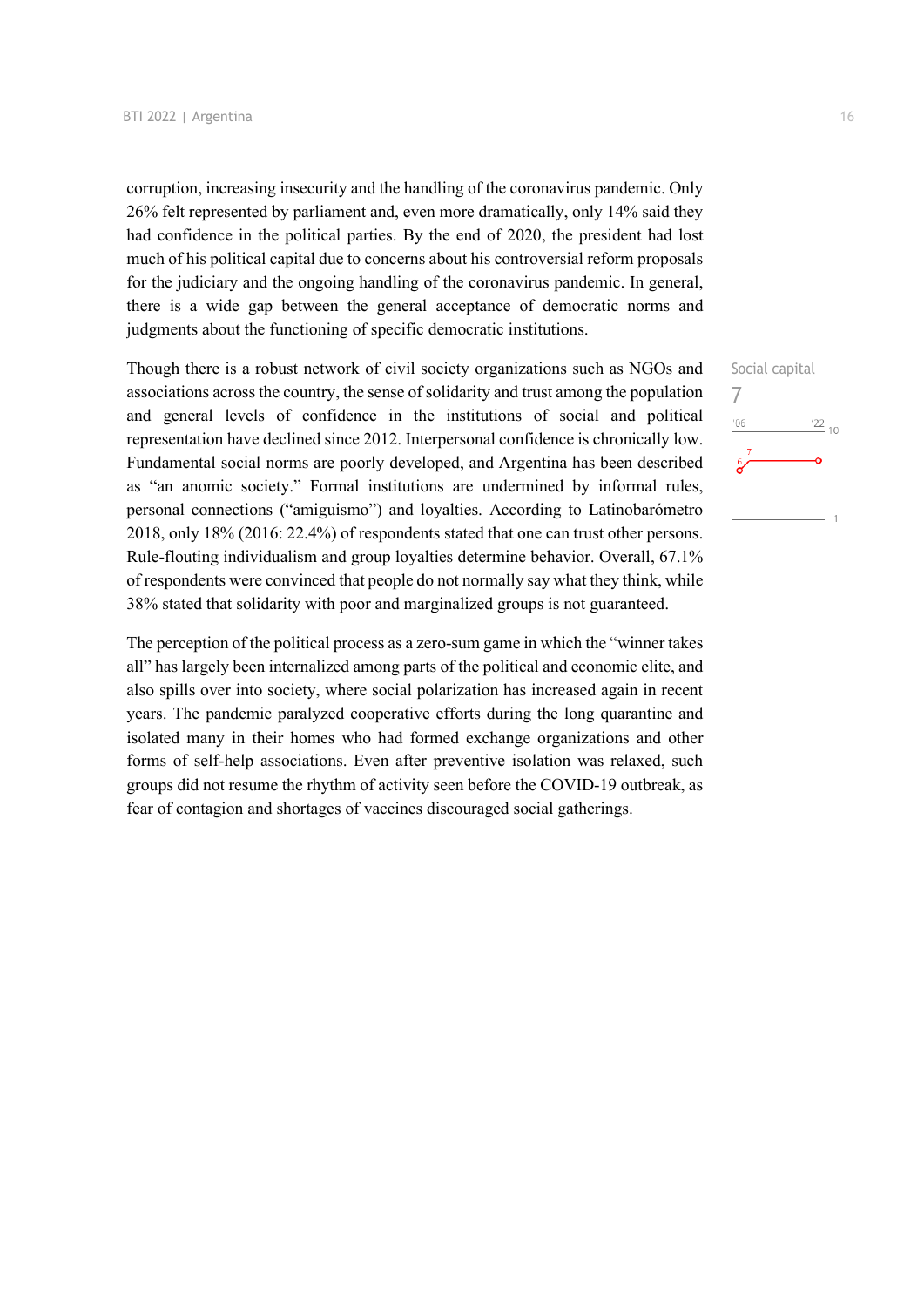corruption, increasing insecurity and the handling of the coronavirus pandemic. Only 26% felt represented by parliament and, even more dramatically, only 14% said they had confidence in the political parties. By the end of 2020, the president had lost much of his political capital due to concerns about his controversial reform proposals for the judiciary and the ongoing handling of the coronavirus pandemic. In general, there is a wide gap between the general acceptance of democratic norms and judgments about the functioning of specific democratic institutions.

Social capital
7

Though there is a robust network of civil society organizations such as NGOs and associations across the country, the sense of solidarity and trust among the population and general levels of confidence in the institutions of social and political representation have declined since 2012. Interpersonal confidence is chronically low. Fundamental social norms are poorly developed, and Argentina has been described as "an anomic society." Formal institutions are undermined by informal rules, personal connections ("amiguismo") and loyalties. According to Latinobarómetro 2018, only 18% (2016: 22.4%) of respondents stated that one can trust other persons. Rule-flouting individualism and group loyalties determine behavior. Overall, 67.1% of respondents were convinced that people do not normally say what they think, while 38% stated that solidarity with poor and marginalized groups is not guaranteed.

The perception of the political process as a zero-sum game in which the "winner takes all" has largely been internalized among parts of the political and economic elite, and also spills over into society, where social polarization has increased again in recent years. The pandemic paralyzed cooperative efforts during the long quarantine and isolated many in their homes who had formed exchange organizations and other forms of self-help associations. Even after preventive isolation was relaxed, such groups did not resume the rhythm of activity seen before the COVID-19 outbreak, as fear of contagion and shortages of vaccines discouraged social gatherings.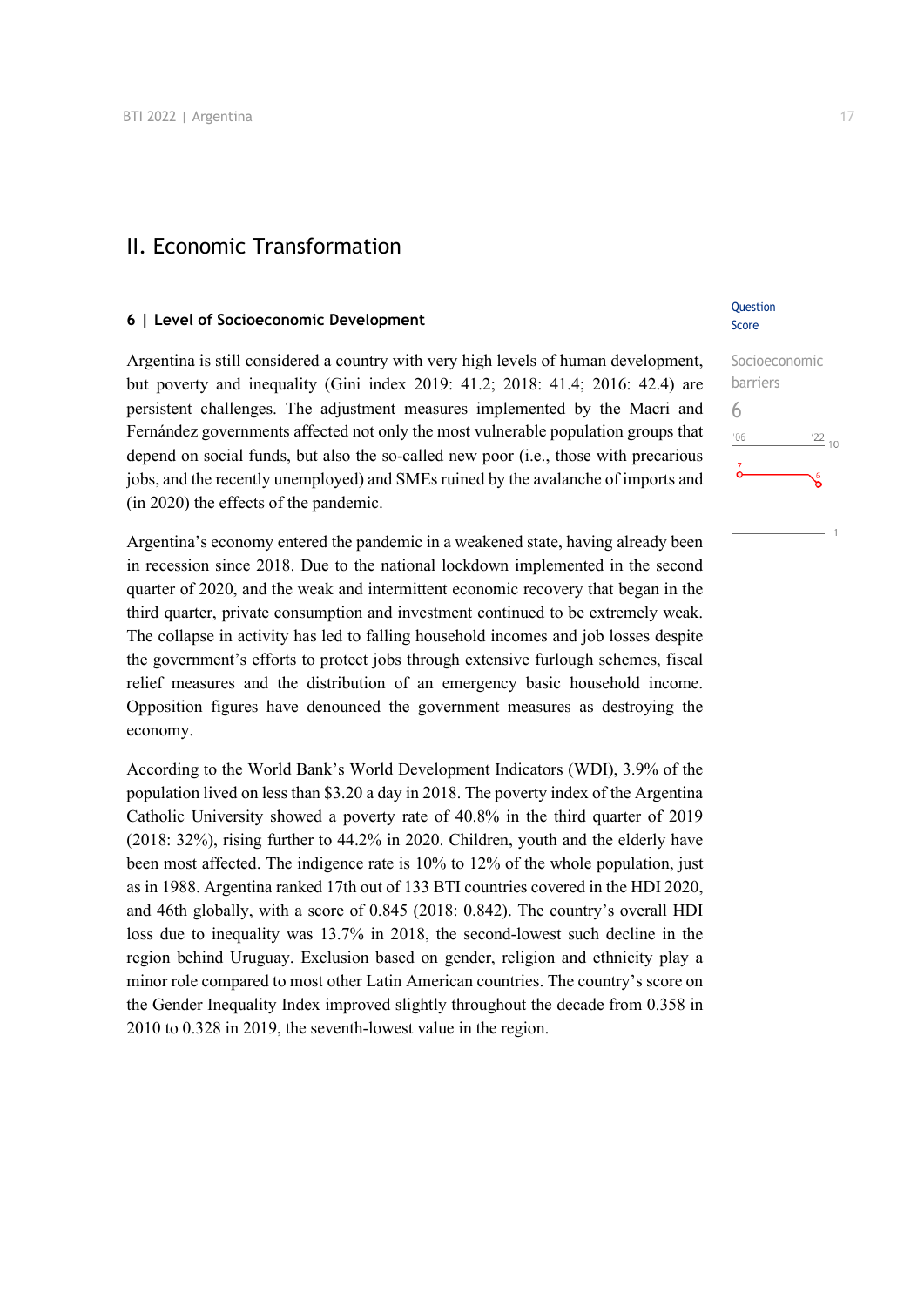## II. Economic Transformation

### 6 | Level of Socioeconomic Development

Question Score

Socioeconomic barriers

6

'06 '22 10

7 6

1

Argentina is still considered a country with very high levels of human development, but poverty and inequality (Gini index 2019: 41.2; 2018: 41.4; 2016: 42.4) are persistent challenges. The adjustment measures implemented by the Macri and Fernández governments affected not only the most vulnerable population groups that depend on social funds, but also the so-called new poor (i.e., those with precarious jobs, and the recently unemployed) and SMEs ruined by the avalanche of imports and (in 2020) the effects of the pandemic.

Argentina's economy entered the pandemic in a weakened state, having already been in recession since 2018. Due to the national lockdown implemented in the second quarter of 2020, and the weak and intermittent economic recovery that began in the third quarter, private consumption and investment continued to be extremely weak. The collapse in activity has led to falling household incomes and job losses despite the government's efforts to protect jobs through extensive furlough schemes, fiscal relief measures and the distribution of an emergency basic household income. Opposition figures have denounced the government measures as destroying the economy.

According to the World Bank's World Development Indicators (WDI), 3.9% of the population lived on less than $3.20 a day in 2018. The poverty index of the Argentina Catholic University showed a poverty rate of 40.8% in the third quarter of 2019 (2018: 32%), rising further to 44.2% in 2020. Children, youth and the elderly have been most affected. The indigence rate is 10% to 12% of the whole population, just as in 1988. Argentina ranked 17th out of 133 BTI countries covered in the HDI 2020, and 46th globally, with a score of 0.845 (2018: 0.842). The country's overall HDI loss due to inequality was 13.7% in 2018, the second-lowest such decline in the region behind Uruguay. Exclusion based on gender, religion and ethnicity play a minor role compared to most other Latin American countries. The country's score on the Gender Inequality Index improved slightly throughout the decade from 0.358 in 2010 to 0.328 in 2019, the seventh-lowest value in the region.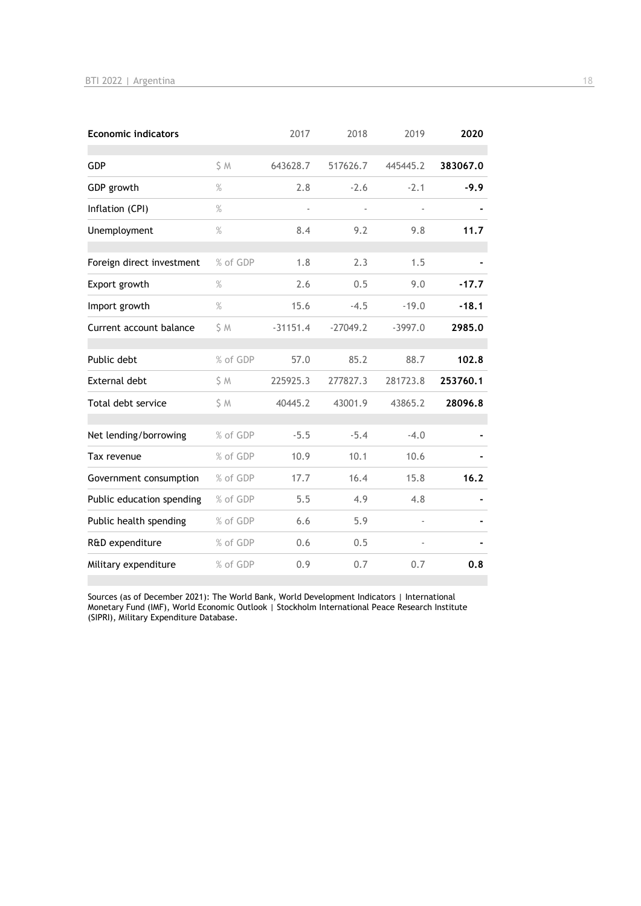| Economic indicators | | 2017 | 2018 | 2019 | 2020 |
|---|---|---|---|---|---|
| GDP | $ M | 643628.7 | 517626.7 | 445445.2 | **383067.0** |
| GDP growth | % | 2.8 | -2.6 | -2.1 | **-9.9** |
| Inflation (CPI) | % | - | - | - | **-** |
| Unemployment | % | 8.4 | 9.2 | 9.8 | **11.7** |
| Foreign direct investment | % of GDP | 1.8 | 2.3 | 1.5 | **-** |
| Export growth | % | 2.6 | 0.5 | 9.0 | **-17.7** |
| Import growth | % | 15.6 | -4.5 | -19.0 | **-18.1** |
| Current account balance | $ M | -31151.4 | -27049.2 | -3997.0 | **2985.0** |
| Public debt | % of GDP | 57.0 | 85.2 | 88.7 | **102.8** |
| External debt | $ M | 225925.3 | 277827.3 | 281723.8 | **253760.1** |
| Total debt service | $ M | 40445.2 | 43001.9 | 43865.2 | **28096.8** |
| Net lending/borrowing | % of GDP | -5.5 | -5.4 | -4.0 | **-** |
| Tax revenue | % of GDP | 10.9 | 10.1 | 10.6 | **-** |
| Government consumption | % of GDP | 17.7 | 16.4 | 15.8 | **16.2** |
| Public education spending | % of GDP | 5.5 | 4.9 | 4.8 | **-** |
| Public health spending | % of GDP | 6.6 | 5.9 | - | **-** |
| R&D expenditure | % of GDP | 0.6 | 0.5 | - | **-** |
| Military expenditure | % of GDP | 0.9 | 0.7 | 0.7 | **0.8** |

Sources (as of December 2021): The World Bank, World Development Indicators | International Monetary Fund (IMF), World Economic Outlook | Stockholm International Peace Research Institute (SIPRI), Military Expenditure Database.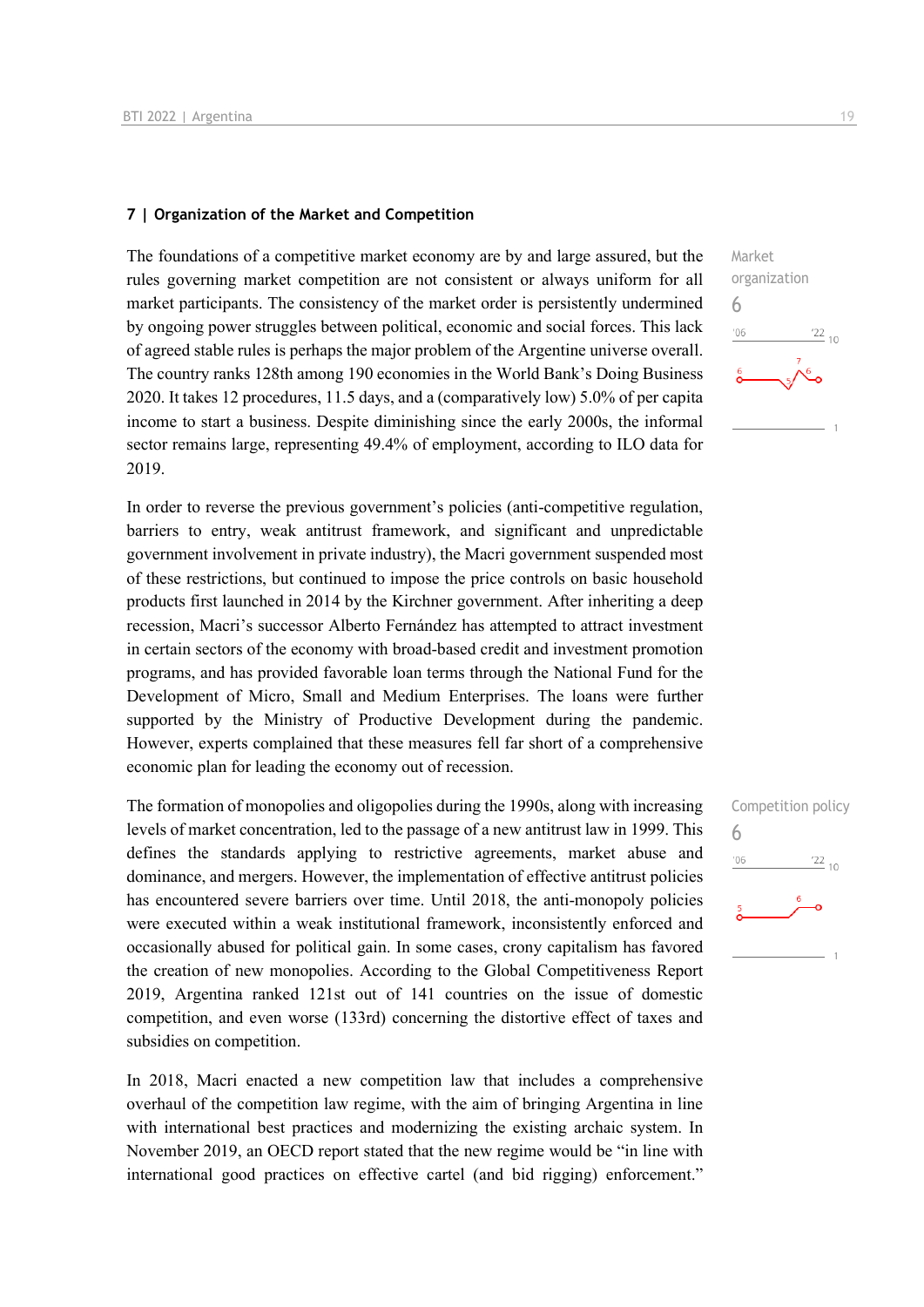## 7 | Organization of the Market and Competition

Market organization
6

The foundations of a competitive market economy are by and large assured, but the rules governing market competition are not consistent or always uniform for all market participants. The consistency of the market order is persistently undermined by ongoing power struggles between political, economic and social forces. This lack of agreed stable rules is perhaps the major problem of the Argentine universe overall. The country ranks 128th among 190 economies in the World Bank's Doing Business 2020. It takes 12 procedures, 11.5 days, and a (comparatively low) 5.0% of per capita income to start a business. Despite diminishing since the early 2000s, the informal sector remains large, representing 49.4% of employment, according to ILO data for 2019.

In order to reverse the previous government's policies (anti-competitive regulation, barriers to entry, weak antitrust framework, and significant and unpredictable government involvement in private industry), the Macri government suspended most of these restrictions, but continued to impose the price controls on basic household products first launched in 2014 by the Kirchner government. After inheriting a deep recession, Macri's successor Alberto Fernández has attempted to attract investment in certain sectors of the economy with broad-based credit and investment promotion programs, and has provided favorable loan terms through the National Fund for the Development of Micro, Small and Medium Enterprises. The loans were further supported by the Ministry of Productive Development during the pandemic. However, experts complained that these measures fell far short of a comprehensive economic plan for leading the economy out of recession.

Competition policy
6

The formation of monopolies and oligopolies during the 1990s, along with increasing levels of market concentration, led to the passage of a new antitrust law in 1999. This defines the standards applying to restrictive agreements, market abuse and dominance, and mergers. However, the implementation of effective antitrust policies has encountered severe barriers over time. Until 2018, the anti-monopoly policies were executed within a weak institutional framework, inconsistently enforced and occasionally abused for political gain. In some cases, crony capitalism has favored the creation of new monopolies. According to the Global Competitiveness Report 2019, Argentina ranked 121st out of 141 countries on the issue of domestic competition, and even worse (133rd) concerning the distortive effect of taxes and subsidies on competition.

In 2018, Macri enacted a new competition law that includes a comprehensive overhaul of the competition law regime, with the aim of bringing Argentina in line with international best practices and modernizing the existing archaic system. In November 2019, an OECD report stated that the new regime would be "in line with international good practices on effective cartel (and bid rigging) enforcement."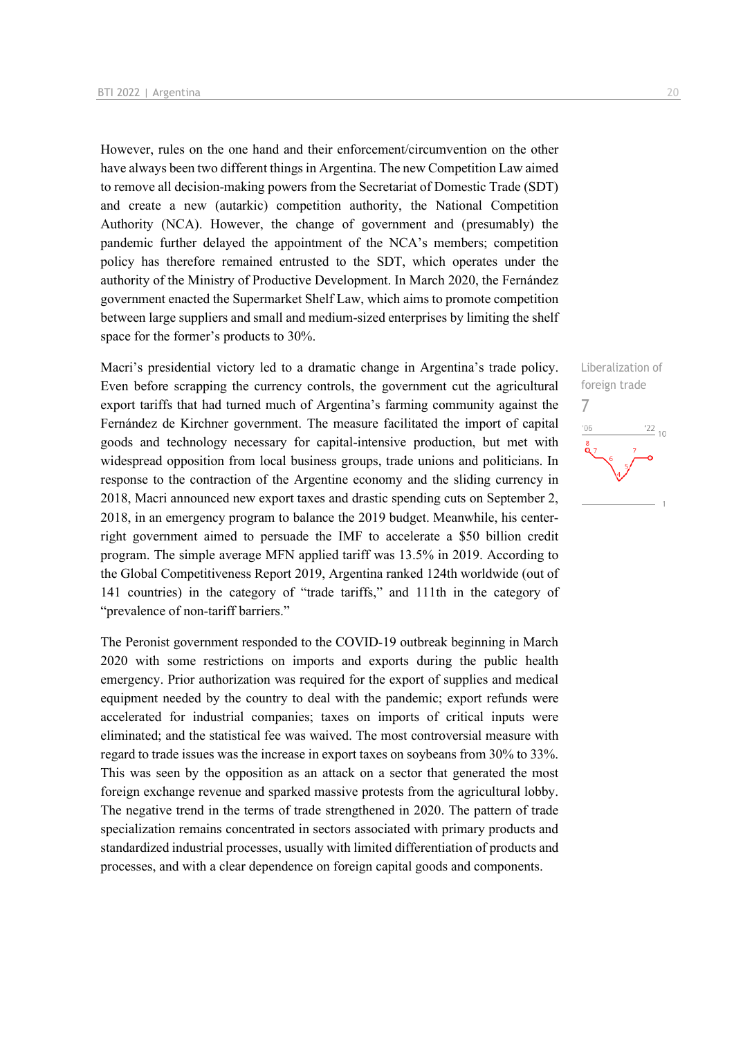However, rules on the one hand and their enforcement/circumvention on the other have always been two different things in Argentina. The new Competition Law aimed to remove all decision-making powers from the Secretariat of Domestic Trade (SDT) and create a new (autarkic) competition authority, the National Competition Authority (NCA). However, the change of government and (presumably) the pandemic further delayed the appointment of the NCA's members; competition policy has therefore remained entrusted to the SDT, which operates under the authority of the Ministry of Productive Development. In March 2020, the Fernández government enacted the Supermarket Shelf Law, which aims to promote competition between large suppliers and small and medium-sized enterprises by limiting the shelf space for the former's products to 30%.

Liberalization of foreign trade

7

Macri's presidential victory led to a dramatic change in Argentina's trade policy. Even before scrapping the currency controls, the government cut the agricultural export tariffs that had turned much of Argentina's farming community against the Fernández de Kirchner government. The measure facilitated the import of capital goods and technology necessary for capital-intensive production, but met with widespread opposition from local business groups, trade unions and politicians. In response to the contraction of the Argentine economy and the sliding currency in 2018, Macri announced new export taxes and drastic spending cuts on September 2, 2018, in an emergency program to balance the 2019 budget. Meanwhile, his center-right government aimed to persuade the IMF to accelerate a $50 billion credit program. The simple average MFN applied tariff was 13.5% in 2019. According to the Global Competitiveness Report 2019, Argentina ranked 124th worldwide (out of 141 countries) in the category of "trade tariffs," and 111th in the category of "prevalence of non-tariff barriers."

The Peronist government responded to the COVID-19 outbreak beginning in March 2020 with some restrictions on imports and exports during the public health emergency. Prior authorization was required for the export of supplies and medical equipment needed by the country to deal with the pandemic; export refunds were accelerated for industrial companies; taxes on imports of critical inputs were eliminated; and the statistical fee was waived. The most controversial measure with regard to trade issues was the increase in export taxes on soybeans from 30% to 33%. This was seen by the opposition as an attack on a sector that generated the most foreign exchange revenue and sparked massive protests from the agricultural lobby. The negative trend in the terms of trade strengthened in 2020. The pattern of trade specialization remains concentrated in sectors associated with primary products and standardized industrial processes, usually with limited differentiation of products and processes, and with a clear dependence on foreign capital goods and components.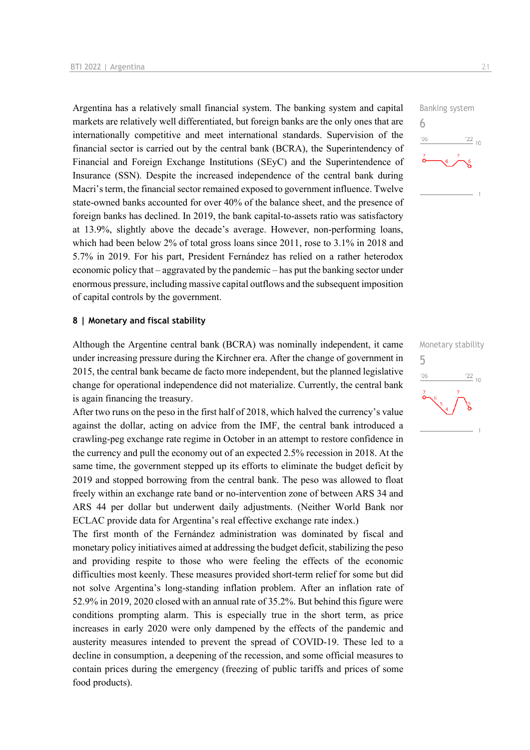Argentina has a relatively small financial system. The banking system and capital markets are relatively well differentiated, but foreign banks are the only ones that are internationally competitive and meet international standards. Supervision of the financial sector is carried out by the central bank (BCRA), the Superintendency of Financial and Foreign Exchange Institutions (SEyC) and the Superintendence of Insurance (SSN). Despite the increased independence of the central bank during Macri's term, the financial sector remained exposed to government influence. Twelve state-owned banks accounted for over 40% of the balance sheet, and the presence of foreign banks has declined. In 2019, the bank capital-to-assets ratio was satisfactory at 13.9%, slightly above the decade's average. However, non-performing loans, which had been below 2% of total gross loans since 2011, rose to 3.1% in 2018 and 5.7% in 2019. For his part, President Fernández has relied on a rather heterodox economic policy that – aggravated by the pandemic – has put the banking sector under enormous pressure, including massive capital outflows and the subsequent imposition of capital controls by the government.

Banking system
6

## 8 | Monetary and fiscal stability

Monetary stability
5

Although the Argentine central bank (BCRA) was nominally independent, it came under increasing pressure during the Kirchner era. After the change of government in 2015, the central bank became de facto more independent, but the planned legislative change for operational independence did not materialize. Currently, the central bank is again financing the treasury.

After two runs on the peso in the first half of 2018, which halved the currency's value against the dollar, acting on advice from the IMF, the central bank introduced a crawling-peg exchange rate regime in October in an attempt to restore confidence in the currency and pull the economy out of an expected 2.5% recession in 2018. At the same time, the government stepped up its efforts to eliminate the budget deficit by 2019 and stopped borrowing from the central bank. The peso was allowed to float freely within an exchange rate band or no-intervention zone of between ARS 34 and ARS 44 per dollar but underwent daily adjustments. (Neither World Bank nor ECLAC provide data for Argentina's real effective exchange rate index.)

The first month of the Fernández administration was dominated by fiscal and monetary policy initiatives aimed at addressing the budget deficit, stabilizing the peso and providing respite to those who were feeling the effects of the economic difficulties most keenly. These measures provided short-term relief for some but did not solve Argentina's long-standing inflation problem. After an inflation rate of 52.9% in 2019, 2020 closed with an annual rate of 35.2%. But behind this figure were conditions prompting alarm. This is especially true in the short term, as price increases in early 2020 were only dampened by the effects of the pandemic and austerity measures intended to prevent the spread of COVID-19. These led to a decline in consumption, a deepening of the recession, and some official measures to contain prices during the emergency (freezing of public tariffs and prices of some food products).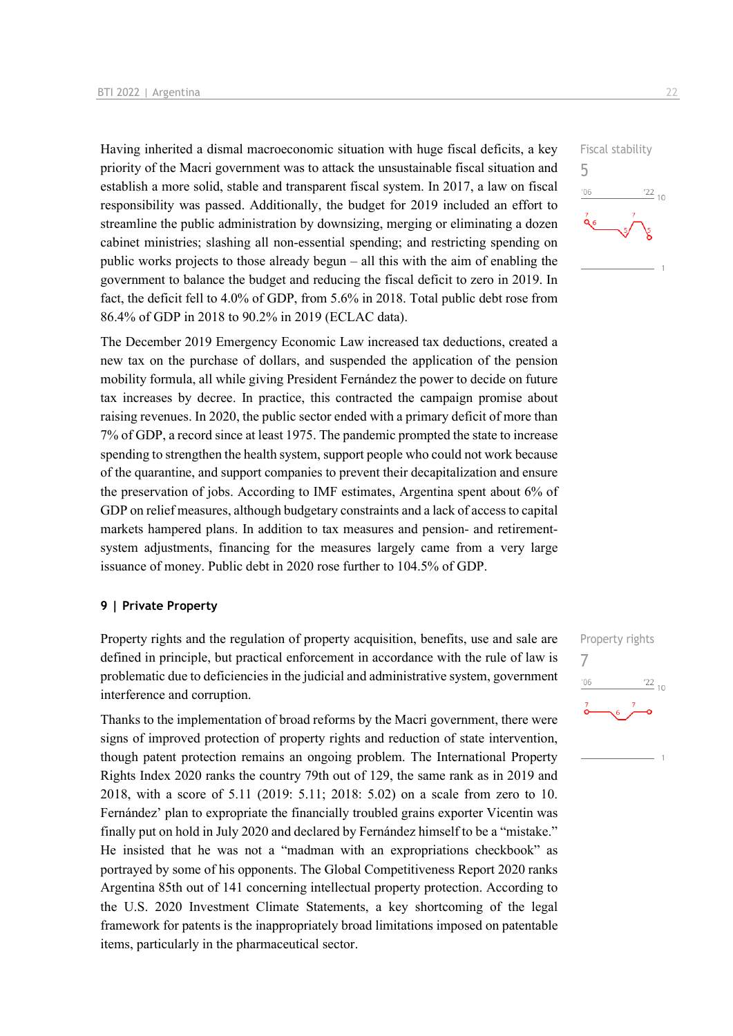Having inherited a dismal macroeconomic situation with huge fiscal deficits, a key priority of the Macri government was to attack the unsustainable fiscal situation and establish a more solid, stable and transparent fiscal system. In 2017, a law on fiscal responsibility was passed. Additionally, the budget for 2019 included an effort to streamline the public administration by downsizing, merging or eliminating a dozen cabinet ministries; slashing all non-essential spending; and restricting spending on public works projects to those already begun – all this with the aim of enabling the government to balance the budget and reducing the fiscal deficit to zero in 2019. In fact, the deficit fell to 4.0% of GDP, from 5.6% in 2018. Total public debt rose from 86.4% of GDP in 2018 to 90.2% in 2019 (ECLAC data).

Fiscal stability
5

The December 2019 Emergency Economic Law increased tax deductions, created a new tax on the purchase of dollars, and suspended the application of the pension mobility formula, all while giving President Fernández the power to decide on future tax increases by decree. In practice, this contracted the campaign promise about raising revenues. In 2020, the public sector ended with a primary deficit of more than 7% of GDP, a record since at least 1975. The pandemic prompted the state to increase spending to strengthen the health system, support people who could not work because of the quarantine, and support companies to prevent their decapitalization and ensure the preservation of jobs. According to IMF estimates, Argentina spent about 6% of GDP on relief measures, although budgetary constraints and a lack of access to capital markets hampered plans. In addition to tax measures and pension- and retirement-system adjustments, financing for the measures largely came from a very large issuance of money. Public debt in 2020 rose further to 104.5% of GDP.

## 9 | Private Property

Property rights and the regulation of property acquisition, benefits, use and sale are defined in principle, but practical enforcement in accordance with the rule of law is problematic due to deficiencies in the judicial and administrative system, government interference and corruption.

Property rights
7

Thanks to the implementation of broad reforms by the Macri government, there were signs of improved protection of property rights and reduction of state intervention, though patent protection remains an ongoing problem. The International Property Rights Index 2020 ranks the country 79th out of 129, the same rank as in 2019 and 2018, with a score of 5.11 (2019: 5.11; 2018: 5.02) on a scale from zero to 10. Fernández' plan to expropriate the financially troubled grains exporter Vicentin was finally put on hold in July 2020 and declared by Fernández himself to be a "mistake." He insisted that he was not a "madman with an expropriations checkbook" as portrayed by some of his opponents. The Global Competitiveness Report 2020 ranks Argentina 85th out of 141 concerning intellectual property protection. According to the U.S. 2020 Investment Climate Statements, a key shortcoming of the legal framework for patents is the inappropriately broad limitations imposed on patentable items, particularly in the pharmaceutical sector.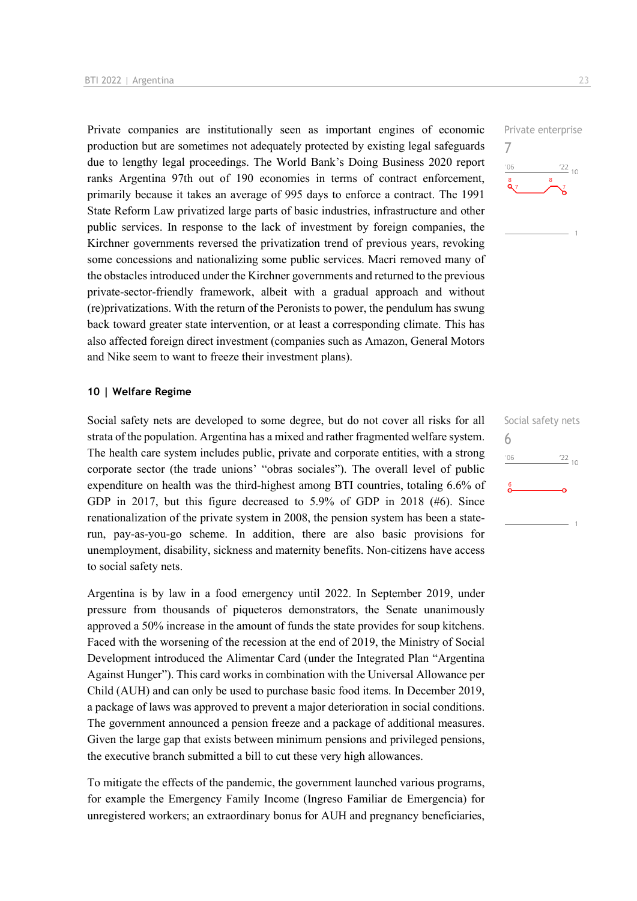Private enterprise

7

Private companies are institutionally seen as important engines of economic production but are sometimes not adequately protected by existing legal safeguards due to lengthy legal proceedings. The World Bank's Doing Business 2020 report ranks Argentina 97th out of 190 economies in terms of contract enforcement, primarily because it takes an average of 995 days to enforce a contract. The 1991 State Reform Law privatized large parts of basic industries, infrastructure and other public services. In response to the lack of investment by foreign companies, the Kirchner governments reversed the privatization trend of previous years, revoking some concessions and nationalizing some public services. Macri removed many of the obstacles introduced under the Kirchner governments and returned to the previous private-sector-friendly framework, albeit with a gradual approach and without (re)privatizations. With the return of the Peronists to power, the pendulum has swung back toward greater state intervention, or at least a corresponding climate. This has also affected foreign direct investment (companies such as Amazon, General Motors and Nike seem to want to freeze their investment plans).

## 10 | Welfare Regime

Social safety nets

6

Social safety nets are developed to some degree, but do not cover all risks for all strata of the population. Argentina has a mixed and rather fragmented welfare system. The health care system includes public, private and corporate entities, with a strong corporate sector (the trade unions' "obras sociales"). The overall level of public expenditure on health was the third-highest among BTI countries, totaling 6.6% of GDP in 2017, but this figure decreased to 5.9% of GDP in 2018 (#6). Since renationalization of the private system in 2008, the pension system has been a state-run, pay-as-you-go scheme. In addition, there are also basic provisions for unemployment, disability, sickness and maternity benefits. Non-citizens have access to social safety nets.

Argentina is by law in a food emergency until 2022. In September 2019, under pressure from thousands of piqueteros demonstrators, the Senate unanimously approved a 50% increase in the amount of funds the state provides for soup kitchens. Faced with the worsening of the recession at the end of 2019, the Ministry of Social Development introduced the Alimentar Card (under the Integrated Plan "Argentina Against Hunger"). This card works in combination with the Universal Allowance per Child (AUH) and can only be used to purchase basic food items. In December 2019, a package of laws was approved to prevent a major deterioration in social conditions. The government announced a pension freeze and a package of additional measures. Given the large gap that exists between minimum pensions and privileged pensions, the executive branch submitted a bill to cut these very high allowances.

To mitigate the effects of the pandemic, the government launched various programs, for example the Emergency Family Income (Ingreso Familiar de Emergencia) for unregistered workers; an extraordinary bonus for AUH and pregnancy beneficiaries,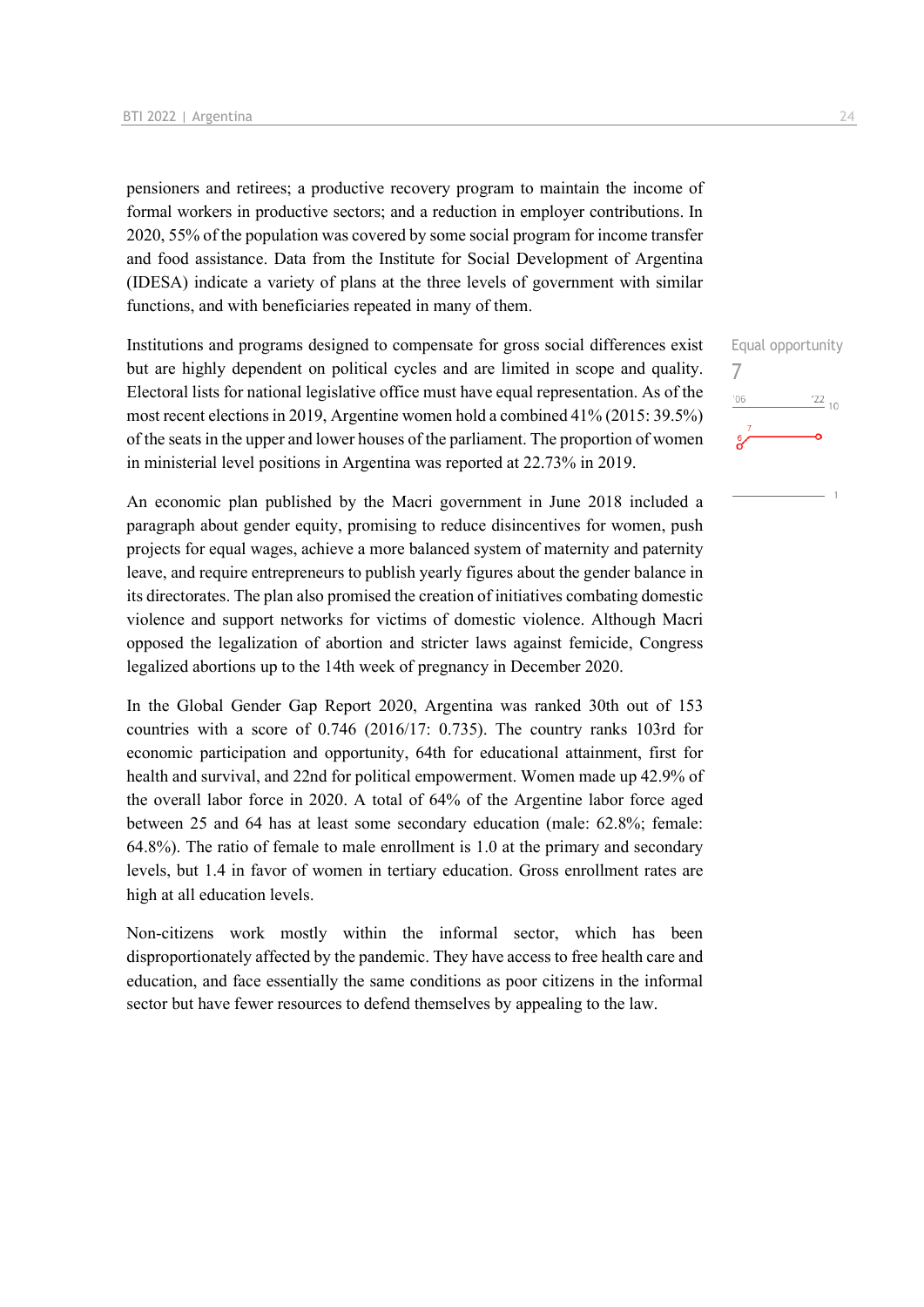pensioners and retirees; a productive recovery program to maintain the income of formal workers in productive sectors; and a reduction in employer contributions. In 2020, 55% of the population was covered by some social program for income transfer and food assistance. Data from the Institute for Social Development of Argentina (IDESA) indicate a variety of plans at the three levels of government with similar functions, and with beneficiaries repeated in many of them.

Equal opportunity
7

Institutions and programs designed to compensate for gross social differences exist but are highly dependent on political cycles and are limited in scope and quality. Electoral lists for national legislative office must have equal representation. As of the most recent elections in 2019, Argentine women hold a combined 41% (2015: 39.5%) of the seats in the upper and lower houses of the parliament. The proportion of women in ministerial level positions in Argentina was reported at 22.73% in 2019.

An economic plan published by the Macri government in June 2018 included a paragraph about gender equity, promising to reduce disincentives for women, push projects for equal wages, achieve a more balanced system of maternity and paternity leave, and require entrepreneurs to publish yearly figures about the gender balance in its directorates. The plan also promised the creation of initiatives combating domestic violence and support networks for victims of domestic violence. Although Macri opposed the legalization of abortion and stricter laws against femicide, Congress legalized abortions up to the 14th week of pregnancy in December 2020.

In the Global Gender Gap Report 2020, Argentina was ranked 30th out of 153 countries with a score of 0.746 (2016/17: 0.735). The country ranks 103rd for economic participation and opportunity, 64th for educational attainment, first for health and survival, and 22nd for political empowerment. Women made up 42.9% of the overall labor force in 2020. A total of 64% of the Argentine labor force aged between 25 and 64 has at least some secondary education (male: 62.8%; female: 64.8%). The ratio of female to male enrollment is 1.0 at the primary and secondary levels, but 1.4 in favor of women in tertiary education. Gross enrollment rates are high at all education levels.

Non-citizens work mostly within the informal sector, which has been disproportionately affected by the pandemic. They have access to free health care and education, and face essentially the same conditions as poor citizens in the informal sector but have fewer resources to defend themselves by appealing to the law.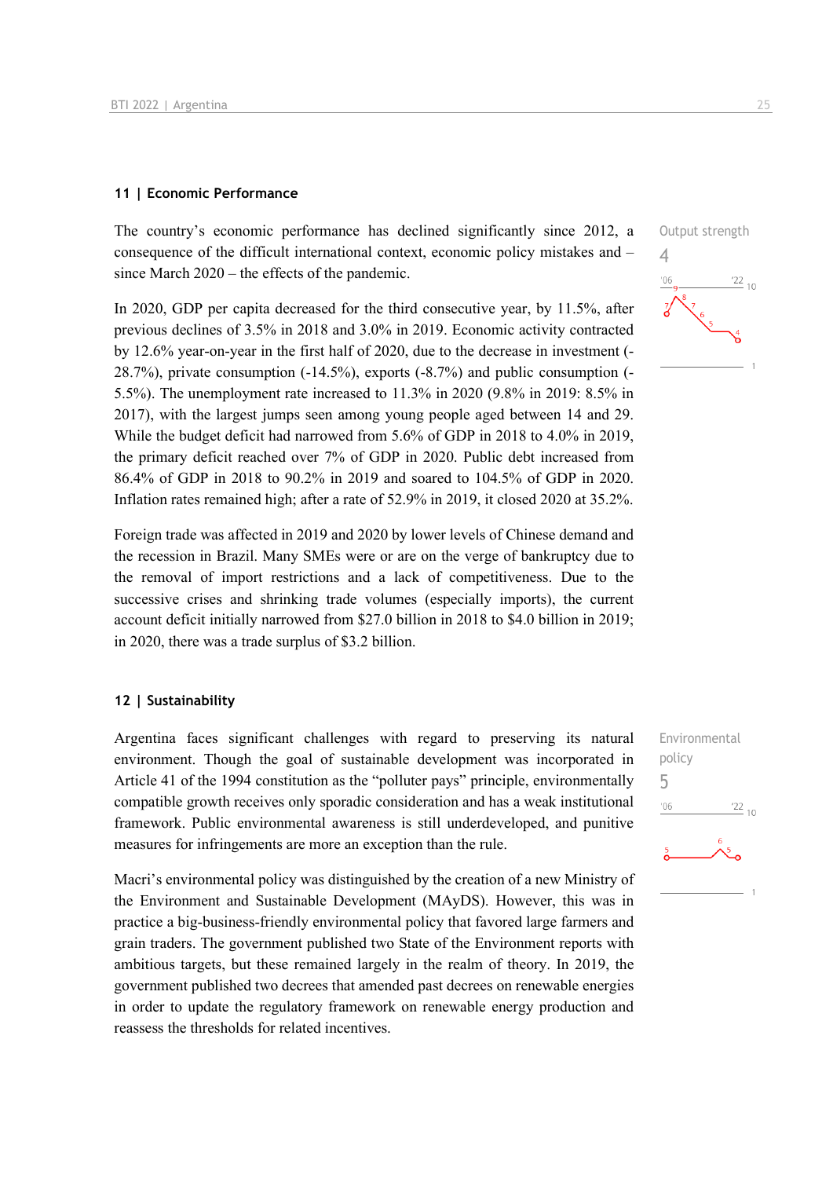## 11 | Economic Performance

Output strength
4

The country's economic performance has declined significantly since 2012, a consequence of the difficult international context, economic policy mistakes and – since March 2020 – the effects of the pandemic.

In 2020, GDP per capita decreased for the third consecutive year, by 11.5%, after previous declines of 3.5% in 2018 and 3.0% in 2019. Economic activity contracted by 12.6% year-on-year in the first half of 2020, due to the decrease in investment (-28.7%), private consumption (-14.5%), exports (-8.7%) and public consumption (-5.5%). The unemployment rate increased to 11.3% in 2020 (9.8% in 2019: 8.5% in 2017), with the largest jumps seen among young people aged between 14 and 29. While the budget deficit had narrowed from 5.6% of GDP in 2018 to 4.0% in 2019, the primary deficit reached over 7% of GDP in 2020. Public debt increased from 86.4% of GDP in 2018 to 90.2% in 2019 and soared to 104.5% of GDP in 2020. Inflation rates remained high; after a rate of 52.9% in 2019, it closed 2020 at 35.2%.

Foreign trade was affected in 2019 and 2020 by lower levels of Chinese demand and the recession in Brazil. Many SMEs were or are on the verge of bankruptcy due to the removal of import restrictions and a lack of competitiveness. Due to the successive crises and shrinking trade volumes (especially imports), the current account deficit initially narrowed from $27.0 billion in 2018 to $4.0 billion in 2019; in 2020, there was a trade surplus of $3.2 billion.

## 12 | Sustainability

Environmental policy
5

Argentina faces significant challenges with regard to preserving its natural environment. Though the goal of sustainable development was incorporated in Article 41 of the 1994 constitution as the "polluter pays" principle, environmentally compatible growth receives only sporadic consideration and has a weak institutional framework. Public environmental awareness is still underdeveloped, and punitive measures for infringements are more an exception than the rule.

Macri's environmental policy was distinguished by the creation of a new Ministry of the Environment and Sustainable Development (MAyDS). However, this was in practice a big-business-friendly environmental policy that favored large farmers and grain traders. The government published two State of the Environment reports with ambitious targets, but these remained largely in the realm of theory. In 2019, the government published two decrees that amended past decrees on renewable energies in order to update the regulatory framework on renewable energy production and reassess the thresholds for related incentives.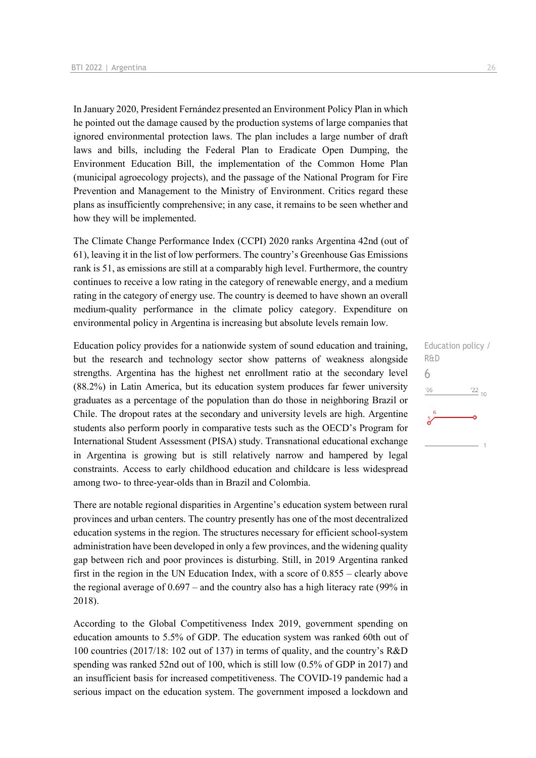In January 2020, President Fernández presented an Environment Policy Plan in which he pointed out the damage caused by the production systems of large companies that ignored environmental protection laws. The plan includes a large number of draft laws and bills, including the Federal Plan to Eradicate Open Dumping, the Environment Education Bill, the implementation of the Common Home Plan (municipal agroecology projects), and the passage of the National Program for Fire Prevention and Management to the Ministry of Environment. Critics regard these plans as insufficiently comprehensive; in any case, it remains to be seen whether and how they will be implemented.

The Climate Change Performance Index (CCPI) 2020 ranks Argentina 42nd (out of 61), leaving it in the list of low performers. The country's Greenhouse Gas Emissions rank is 51, as emissions are still at a comparably high level. Furthermore, the country continues to receive a low rating in the category of renewable energy, and a medium rating in the category of energy use. The country is deemed to have shown an overall medium-quality performance in the climate policy category. Expenditure on environmental policy in Argentina is increasing but absolute levels remain low.

Education policy / R&D

6

Education policy provides for a nationwide system of sound education and training, but the research and technology sector show patterns of weakness alongside strengths. Argentina has the highest net enrollment ratio at the secondary level (88.2%) in Latin America, but its education system produces far fewer university graduates as a percentage of the population than do those in neighboring Brazil or Chile. The dropout rates at the secondary and university levels are high. Argentine students also perform poorly in comparative tests such as the OECD's Program for International Student Assessment (PISA) study. Transnational educational exchange in Argentina is growing but is still relatively narrow and hampered by legal constraints. Access to early childhood education and childcare is less widespread among two- to three-year-olds than in Brazil and Colombia.

There are notable regional disparities in Argentine's education system between rural provinces and urban centers. The country presently has one of the most decentralized education systems in the region. The structures necessary for efficient school-system administration have been developed in only a few provinces, and the widening quality gap between rich and poor provinces is disturbing. Still, in 2019 Argentina ranked first in the region in the UN Education Index, with a score of 0.855 – clearly above the regional average of 0.697 – and the country also has a high literacy rate (99% in 2018).

According to the Global Competitiveness Index 2019, government spending on education amounts to 5.5% of GDP. The education system was ranked 60th out of 100 countries (2017/18: 102 out of 137) in terms of quality, and the country's R&D spending was ranked 52nd out of 100, which is still low (0.5% of GDP in 2017) and an insufficient basis for increased competitiveness. The COVID-19 pandemic had a serious impact on the education system. The government imposed a lockdown and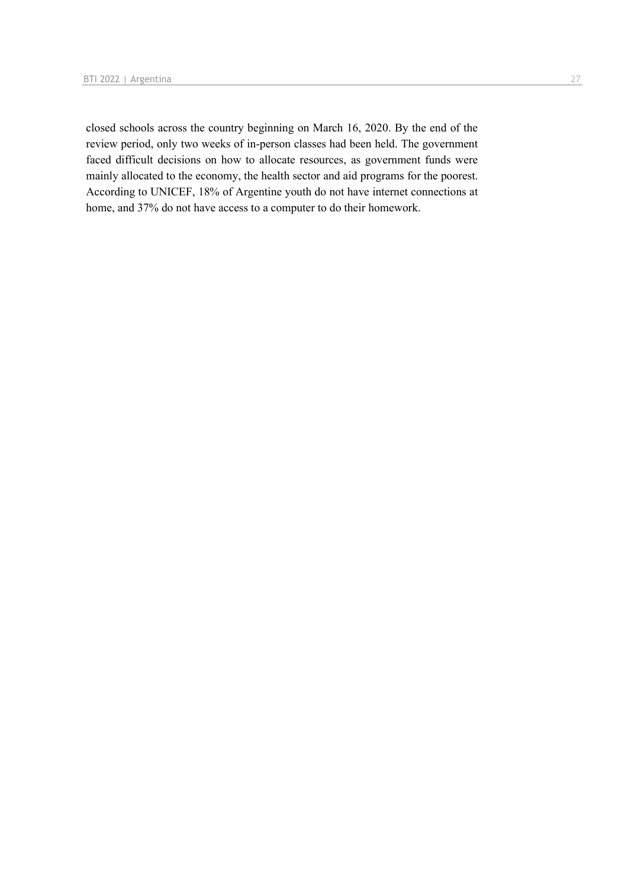closed schools across the country beginning on March 16, 2020. By the end of the review period, only two weeks of in-person classes had been held. The government faced difficult decisions on how to allocate resources, as government funds were mainly allocated to the economy, the health sector and aid programs for the poorest. According to UNICEF, 18% of Argentine youth do not have internet connections at home, and 37% do not have access to a computer to do their homework.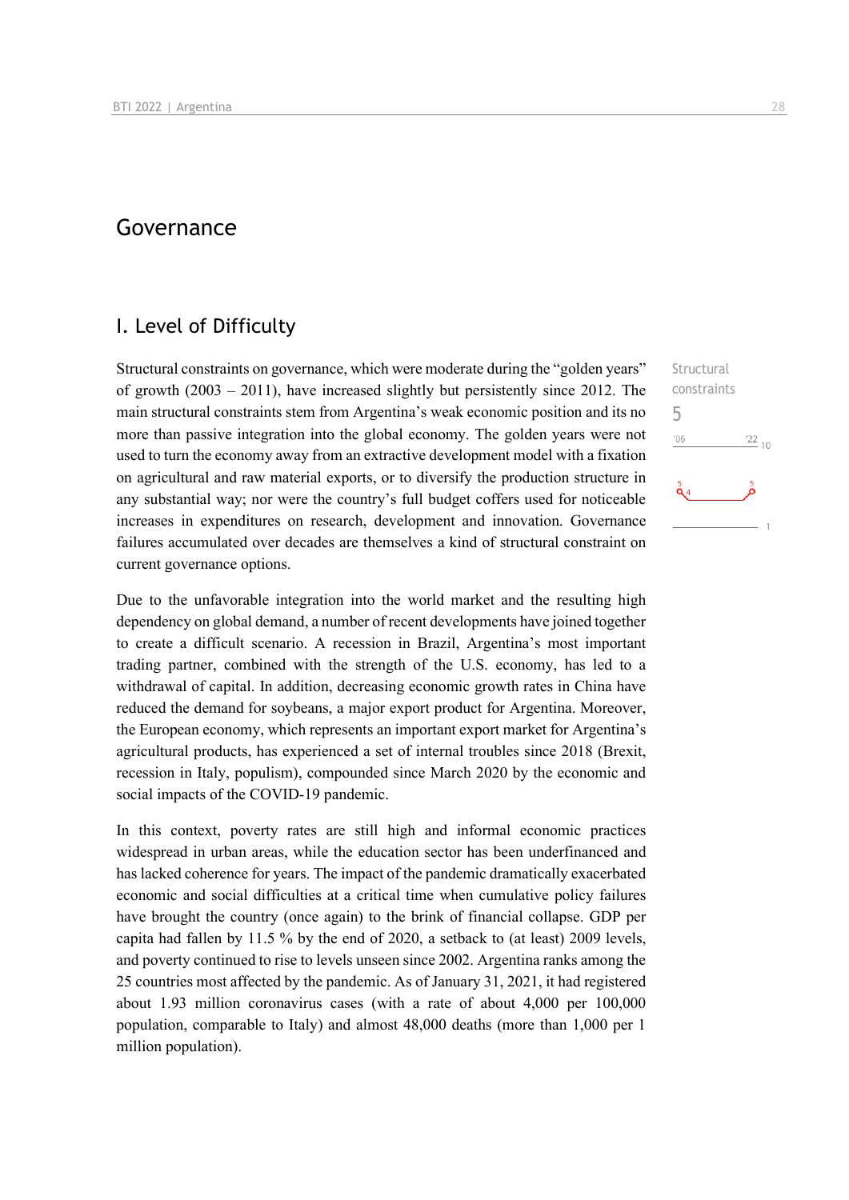# Governance

## I. Level of Difficulty

Structural constraints
5

Structural constraints on governance, which were moderate during the "golden years" of growth (2003 – 2011), have increased slightly but persistently since 2012. The main structural constraints stem from Argentina's weak economic position and its no more than passive integration into the global economy. The golden years were not used to turn the economy away from an extractive development model with a fixation on agricultural and raw material exports, or to diversify the production structure in any substantial way; nor were the country's full budget coffers used for noticeable increases in expenditures on research, development and innovation. Governance failures accumulated over decades are themselves a kind of structural constraint on current governance options.

Due to the unfavorable integration into the world market and the resulting high dependency on global demand, a number of recent developments have joined together to create a difficult scenario. A recession in Brazil, Argentina's most important trading partner, combined with the strength of the U.S. economy, has led to a withdrawal of capital. In addition, decreasing economic growth rates in China have reduced the demand for soybeans, a major export product for Argentina. Moreover, the European economy, which represents an important export market for Argentina's agricultural products, has experienced a set of internal troubles since 2018 (Brexit, recession in Italy, populism), compounded since March 2020 by the economic and social impacts of the COVID-19 pandemic.

In this context, poverty rates are still high and informal economic practices widespread in urban areas, while the education sector has been underfinanced and has lacked coherence for years. The impact of the pandemic dramatically exacerbated economic and social difficulties at a critical time when cumulative policy failures have brought the country (once again) to the brink of financial collapse. GDP per capita had fallen by 11.5 % by the end of 2020, a setback to (at least) 2009 levels, and poverty continued to rise to levels unseen since 2002. Argentina ranks among the 25 countries most affected by the pandemic. As of January 31, 2021, it had registered about 1.93 million coronavirus cases (with a rate of about 4,000 per 100,000 population, comparable to Italy) and almost 48,000 deaths (more than 1,000 per 1 million population).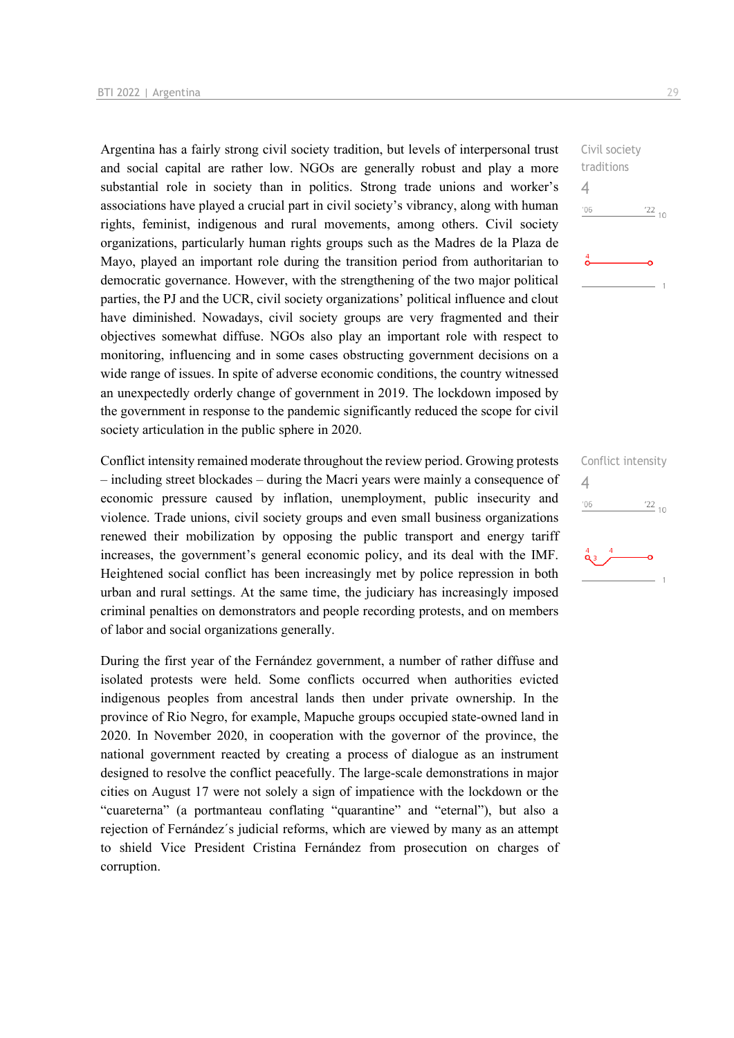Civil society traditions
4

Argentina has a fairly strong civil society tradition, but levels of interpersonal trust and social capital are rather low. NGOs are generally robust and play a more substantial role in society than in politics. Strong trade unions and worker's associations have played a crucial part in civil society's vibrancy, along with human rights, feminist, indigenous and rural movements, among others. Civil society organizations, particularly human rights groups such as the Madres de la Plaza de Mayo, played an important role during the transition period from authoritarian to democratic governance. However, with the strengthening of the two major political parties, the PJ and the UCR, civil society organizations' political influence and clout have diminished. Nowadays, civil society groups are very fragmented and their objectives somewhat diffuse. NGOs also play an important role with respect to monitoring, influencing and in some cases obstructing government decisions on a wide range of issues. In spite of adverse economic conditions, the country witnessed an unexpectedly orderly change of government in 2019. The lockdown imposed by the government in response to the pandemic significantly reduced the scope for civil society articulation in the public sphere in 2020.

Conflict intensity
4

Conflict intensity remained moderate throughout the review period. Growing protests – including street blockades – during the Macri years were mainly a consequence of economic pressure caused by inflation, unemployment, public insecurity and violence. Trade unions, civil society groups and even small business organizations renewed their mobilization by opposing the public transport and energy tariff increases, the government's general economic policy, and its deal with the IMF. Heightened social conflict has been increasingly met by police repression in both urban and rural settings. At the same time, the judiciary has increasingly imposed criminal penalties on demonstrators and people recording protests, and on members of labor and social organizations generally.

During the first year of the Fernández government, a number of rather diffuse and isolated protests were held. Some conflicts occurred when authorities evicted indigenous peoples from ancestral lands then under private ownership. In the province of Rio Negro, for example, Mapuche groups occupied state-owned land in 2020. In November 2020, in cooperation with the governor of the province, the national government reacted by creating a process of dialogue as an instrument designed to resolve the conflict peacefully. The large-scale demonstrations in major cities on August 17 were not solely a sign of impatience with the lockdown or the "cuareterna" (a portmanteau conflating "quarantine" and "eternal"), but also a rejection of Fernández´s judicial reforms, which are viewed by many as an attempt to shield Vice President Cristina Fernández from prosecution on charges of corruption.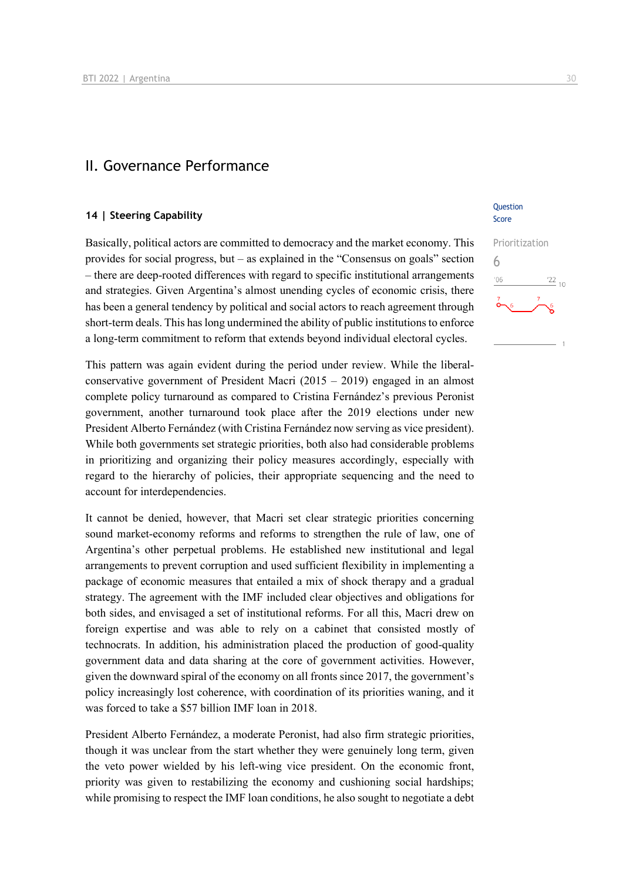## II. Governance Performance

### 14 | Steering Capability

Question Score

Prioritization
6

Basically, political actors are committed to democracy and the market economy. This provides for social progress, but – as explained in the "Consensus on goals" section – there are deep-rooted differences with regard to specific institutional arrangements and strategies. Given Argentina's almost unending cycles of economic crisis, there has been a general tendency by political and social actors to reach agreement through short-term deals. This has long undermined the ability of public institutions to enforce a long-term commitment to reform that extends beyond individual electoral cycles.

This pattern was again evident during the period under review. While the liberal-conservative government of President Macri (2015 – 2019) engaged in an almost complete policy turnaround as compared to Cristina Fernández's previous Peronist government, another turnaround took place after the 2019 elections under new President Alberto Fernández (with Cristina Fernández now serving as vice president). While both governments set strategic priorities, both also had considerable problems in prioritizing and organizing their policy measures accordingly, especially with regard to the hierarchy of policies, their appropriate sequencing and the need to account for interdependencies.

It cannot be denied, however, that Macri set clear strategic priorities concerning sound market-economy reforms and reforms to strengthen the rule of law, one of Argentina's other perpetual problems. He established new institutional and legal arrangements to prevent corruption and used sufficient flexibility in implementing a package of economic measures that entailed a mix of shock therapy and a gradual strategy. The agreement with the IMF included clear objectives and obligations for both sides, and envisaged a set of institutional reforms. For all this, Macri drew on foreign expertise and was able to rely on a cabinet that consisted mostly of technocrats. In addition, his administration placed the production of good-quality government data and data sharing at the core of government activities. However, given the downward spiral of the economy on all fronts since 2017, the government's policy increasingly lost coherence, with coordination of its priorities waning, and it was forced to take a $57 billion IMF loan in 2018.

President Alberto Fernández, a moderate Peronist, had also firm strategic priorities, though it was unclear from the start whether they were genuinely long term, given the veto power wielded by his left-wing vice president. On the economic front, priority was given to restabilizing the economy and cushioning social hardships; while promising to respect the IMF loan conditions, he also sought to negotiate a debt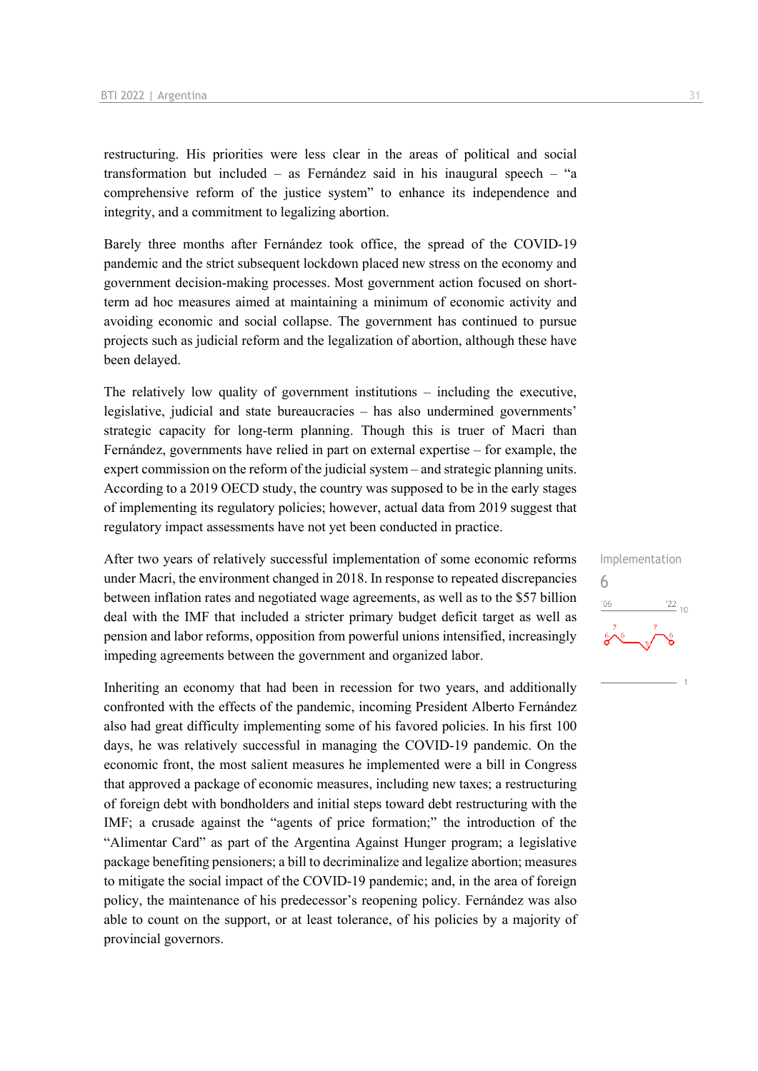restructuring. His priorities were less clear in the areas of political and social transformation but included – as Fernández said in his inaugural speech – "a comprehensive reform of the justice system" to enhance its independence and integrity, and a commitment to legalizing abortion.

Barely three months after Fernández took office, the spread of the COVID-19 pandemic and the strict subsequent lockdown placed new stress on the economy and government decision-making processes. Most government action focused on short-term ad hoc measures aimed at maintaining a minimum of economic activity and avoiding economic and social collapse. The government has continued to pursue projects such as judicial reform and the legalization of abortion, although these have been delayed.

The relatively low quality of government institutions – including the executive, legislative, judicial and state bureaucracies – has also undermined governments' strategic capacity for long-term planning. Though this is truer of Macri than Fernández, governments have relied in part on external expertise – for example, the expert commission on the reform of the judicial system – and strategic planning units. According to a 2019 OECD study, the country was supposed to be in the early stages of implementing its regulatory policies; however, actual data from 2019 suggest that regulatory impact assessments have not yet been conducted in practice.

Implementation
6

After two years of relatively successful implementation of some economic reforms under Macri, the environment changed in 2018. In response to repeated discrepancies between inflation rates and negotiated wage agreements, as well as to the $57 billion deal with the IMF that included a stricter primary budget deficit target as well as pension and labor reforms, opposition from powerful unions intensified, increasingly impeding agreements between the government and organized labor.

Inheriting an economy that had been in recession for two years, and additionally confronted with the effects of the pandemic, incoming President Alberto Fernández also had great difficulty implementing some of his favored policies. In his first 100 days, he was relatively successful in managing the COVID-19 pandemic. On the economic front, the most salient measures he implemented were a bill in Congress that approved a package of economic measures, including new taxes; a restructuring of foreign debt with bondholders and initial steps toward debt restructuring with the IMF; a crusade against the "agents of price formation;" the introduction of the "Alimentar Card" as part of the Argentina Against Hunger program; a legislative package benefiting pensioners; a bill to decriminalize and legalize abortion; measures to mitigate the social impact of the COVID-19 pandemic; and, in the area of foreign policy, the maintenance of his predecessor's reopening policy. Fernández was also able to count on the support, or at least tolerance, of his policies by a majority of provincial governors.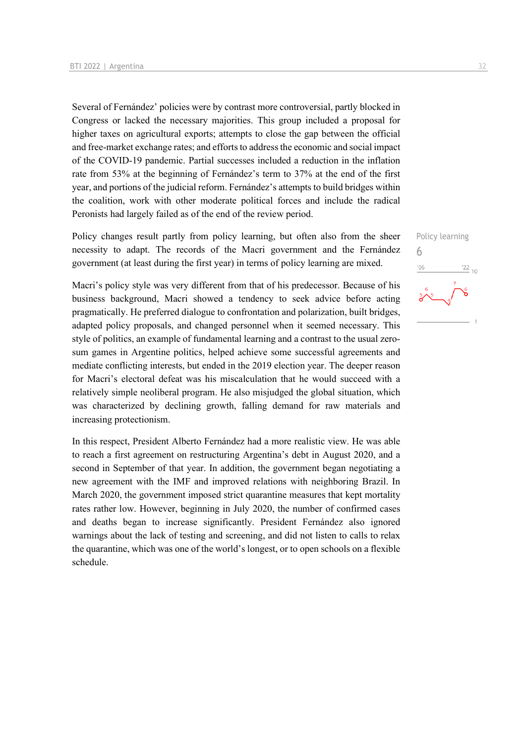Several of Fernández' policies were by contrast more controversial, partly blocked in Congress or lacked the necessary majorities. This group included a proposal for higher taxes on agricultural exports; attempts to close the gap between the official and free-market exchange rates; and efforts to address the economic and social impact of the COVID-19 pandemic. Partial successes included a reduction in the inflation rate from 53% at the beginning of Fernández's term to 37% at the end of the first year, and portions of the judicial reform. Fernández's attempts to build bridges within the coalition, work with other moderate political forces and include the radical Peronists had largely failed as of the end of the review period.

Policy learning
6

Policy changes result partly from policy learning, but often also from the sheer necessity to adapt. The records of the Macri government and the Fernández government (at least during the first year) in terms of policy learning are mixed.

Macri's policy style was very different from that of his predecessor. Because of his business background, Macri showed a tendency to seek advice before acting pragmatically. He preferred dialogue to confrontation and polarization, built bridges, adapted policy proposals, and changed personnel when it seemed necessary. This style of politics, an example of fundamental learning and a contrast to the usual zero-sum games in Argentine politics, helped achieve some successful agreements and mediate conflicting interests, but ended in the 2019 election year. The deeper reason for Macri's electoral defeat was his miscalculation that he would succeed with a relatively simple neoliberal program. He also misjudged the global situation, which was characterized by declining growth, falling demand for raw materials and increasing protectionism.

In this respect, President Alberto Fernández had a more realistic view. He was able to reach a first agreement on restructuring Argentina's debt in August 2020, and a second in September of that year. In addition, the government began negotiating a new agreement with the IMF and improved relations with neighboring Brazil. In March 2020, the government imposed strict quarantine measures that kept mortality rates rather low. However, beginning in July 2020, the number of confirmed cases and deaths began to increase significantly. President Fernández also ignored warnings about the lack of testing and screening, and did not listen to calls to relax the quarantine, which was one of the world's longest, or to open schools on a flexible schedule.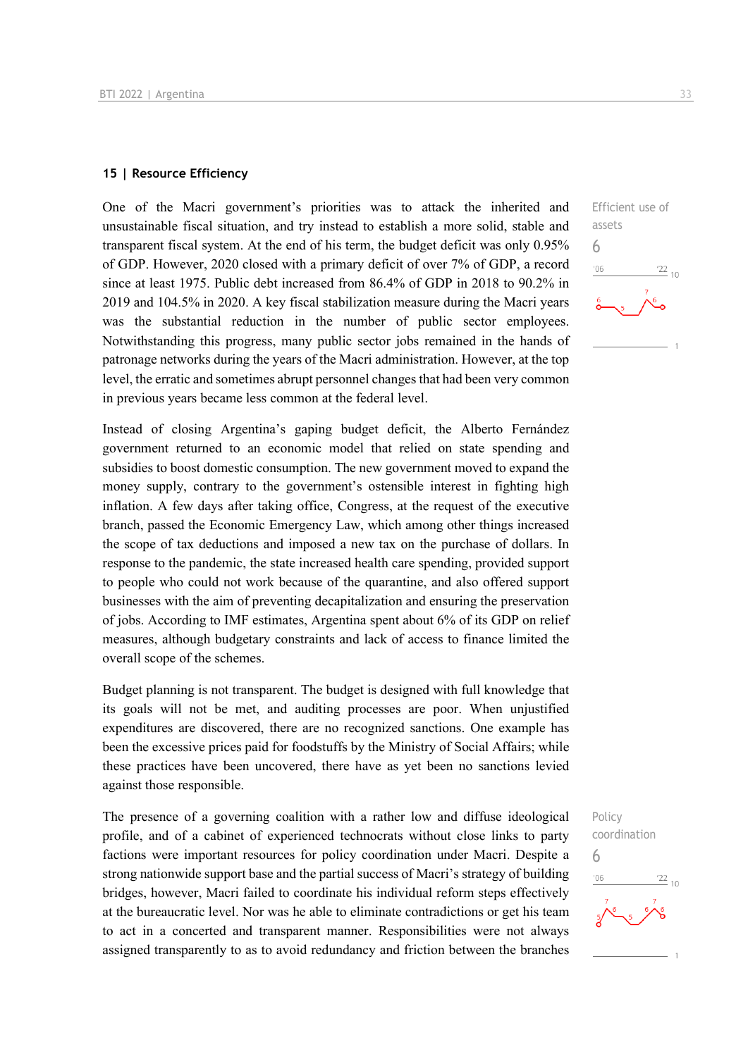## 15 | Resource Efficiency

Efficient use of assets

6

One of the Macri government's priorities was to attack the inherited and unsustainable fiscal situation, and try instead to establish a more solid, stable and transparent fiscal system. At the end of his term, the budget deficit was only 0.95% of GDP. However, 2020 closed with a primary deficit of over 7% of GDP, a record since at least 1975. Public debt increased from 86.4% of GDP in 2018 to 90.2% in 2019 and 104.5% in 2020. A key fiscal stabilization measure during the Macri years was the substantial reduction in the number of public sector employees. Notwithstanding this progress, many public sector jobs remained in the hands of patronage networks during the years of the Macri administration. However, at the top level, the erratic and sometimes abrupt personnel changes that had been very common in previous years became less common at the federal level.

Instead of closing Argentina's gaping budget deficit, the Alberto Fernández government returned to an economic model that relied on state spending and subsidies to boost domestic consumption. The new government moved to expand the money supply, contrary to the government's ostensible interest in fighting high inflation. A few days after taking office, Congress, at the request of the executive branch, passed the Economic Emergency Law, which among other things increased the scope of tax deductions and imposed a new tax on the purchase of dollars. In response to the pandemic, the state increased health care spending, provided support to people who could not work because of the quarantine, and also offered support businesses with the aim of preventing decapitalization and ensuring the preservation of jobs. According to IMF estimates, Argentina spent about 6% of its GDP on relief measures, although budgetary constraints and lack of access to finance limited the overall scope of the schemes.

Budget planning is not transparent. The budget is designed with full knowledge that its goals will not be met, and auditing processes are poor. When unjustified expenditures are discovered, there are no recognized sanctions. One example has been the excessive prices paid for foodstuffs by the Ministry of Social Affairs; while these practices have been uncovered, there have as yet been no sanctions levied against those responsible.

Policy coordination

6

The presence of a governing coalition with a rather low and diffuse ideological profile, and of a cabinet of experienced technocrats without close links to party factions were important resources for policy coordination under Macri. Despite a strong nationwide support base and the partial success of Macri's strategy of building bridges, however, Macri failed to coordinate his individual reform steps effectively at the bureaucratic level. Nor was he able to eliminate contradictions or get his team to act in a concerted and transparent manner. Responsibilities were not always assigned transparently to as to avoid redundancy and friction between the branches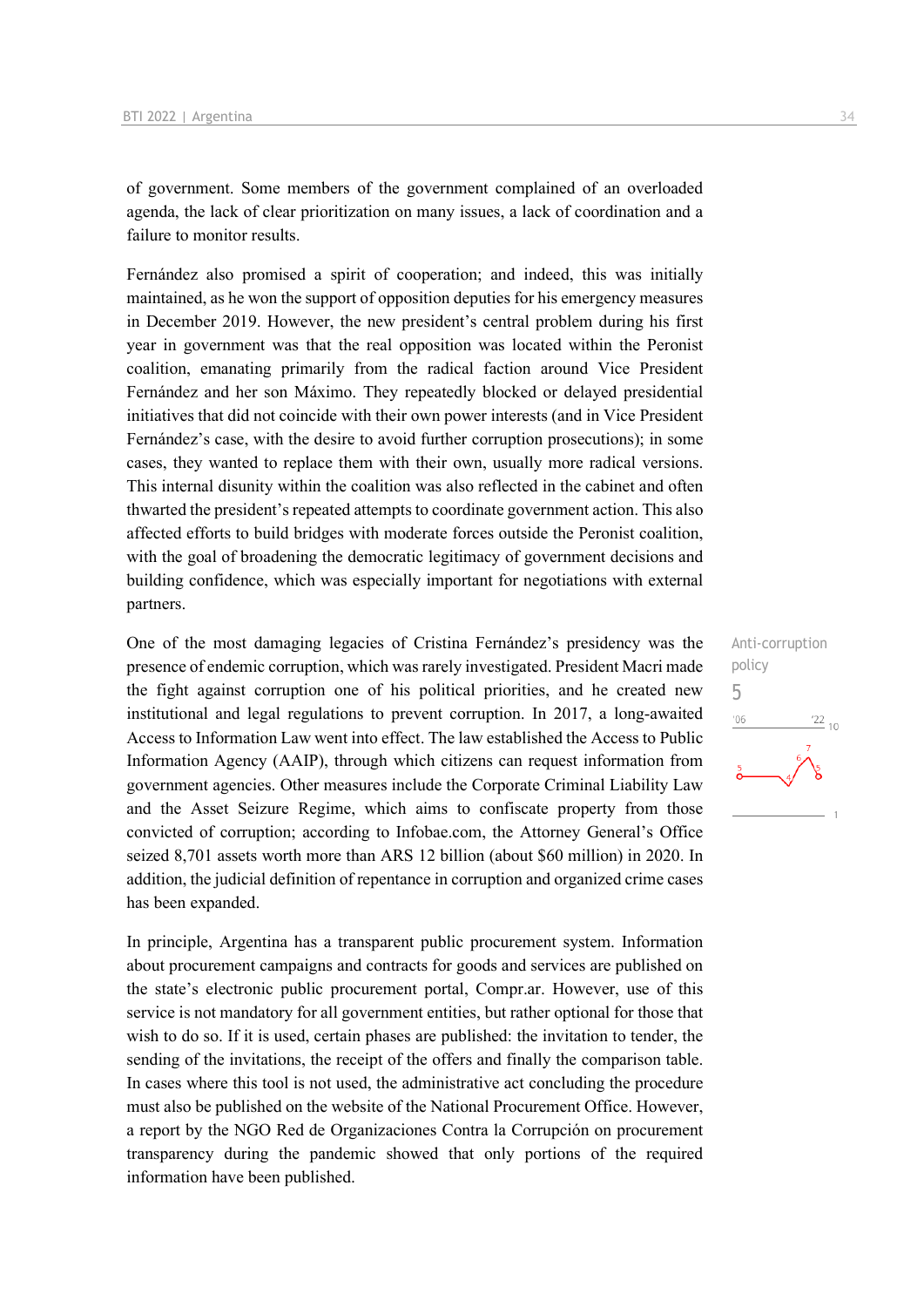of government. Some members of the government complained of an overloaded agenda, the lack of clear prioritization on many issues, a lack of coordination and a failure to monitor results.

Fernández also promised a spirit of cooperation; and indeed, this was initially maintained, as he won the support of opposition deputies for his emergency measures in December 2019. However, the new president's central problem during his first year in government was that the real opposition was located within the Peronist coalition, emanating primarily from the radical faction around Vice President Fernández and her son Máximo. They repeatedly blocked or delayed presidential initiatives that did not coincide with their own power interests (and in Vice President Fernández's case, with the desire to avoid further corruption prosecutions); in some cases, they wanted to replace them with their own, usually more radical versions. This internal disunity within the coalition was also reflected in the cabinet and often thwarted the president's repeated attempts to coordinate government action. This also affected efforts to build bridges with moderate forces outside the Peronist coalition, with the goal of broadening the democratic legitimacy of government decisions and building confidence, which was especially important for negotiations with external partners.

Anti-corruption policy
5

One of the most damaging legacies of Cristina Fernández's presidency was the presence of endemic corruption, which was rarely investigated. President Macri made the fight against corruption one of his political priorities, and he created new institutional and legal regulations to prevent corruption. In 2017, a long-awaited Access to Information Law went into effect. The law established the Access to Public Information Agency (AAIP), through which citizens can request information from government agencies. Other measures include the Corporate Criminal Liability Law and the Asset Seizure Regime, which aims to confiscate property from those convicted of corruption; according to Infobae.com, the Attorney General's Office seized 8,701 assets worth more than ARS 12 billion (about $60 million) in 2020. In addition, the judicial definition of repentance in corruption and organized crime cases has been expanded.

In principle, Argentina has a transparent public procurement system. Information about procurement campaigns and contracts for goods and services are published on the state's electronic public procurement portal, Compr.ar. However, use of this service is not mandatory for all government entities, but rather optional for those that wish to do so. If it is used, certain phases are published: the invitation to tender, the sending of the invitations, the receipt of the offers and finally the comparison table. In cases where this tool is not used, the administrative act concluding the procedure must also be published on the website of the National Procurement Office. However, a report by the NGO Red de Organizaciones Contra la Corrupción on procurement transparency during the pandemic showed that only portions of the required information have been published.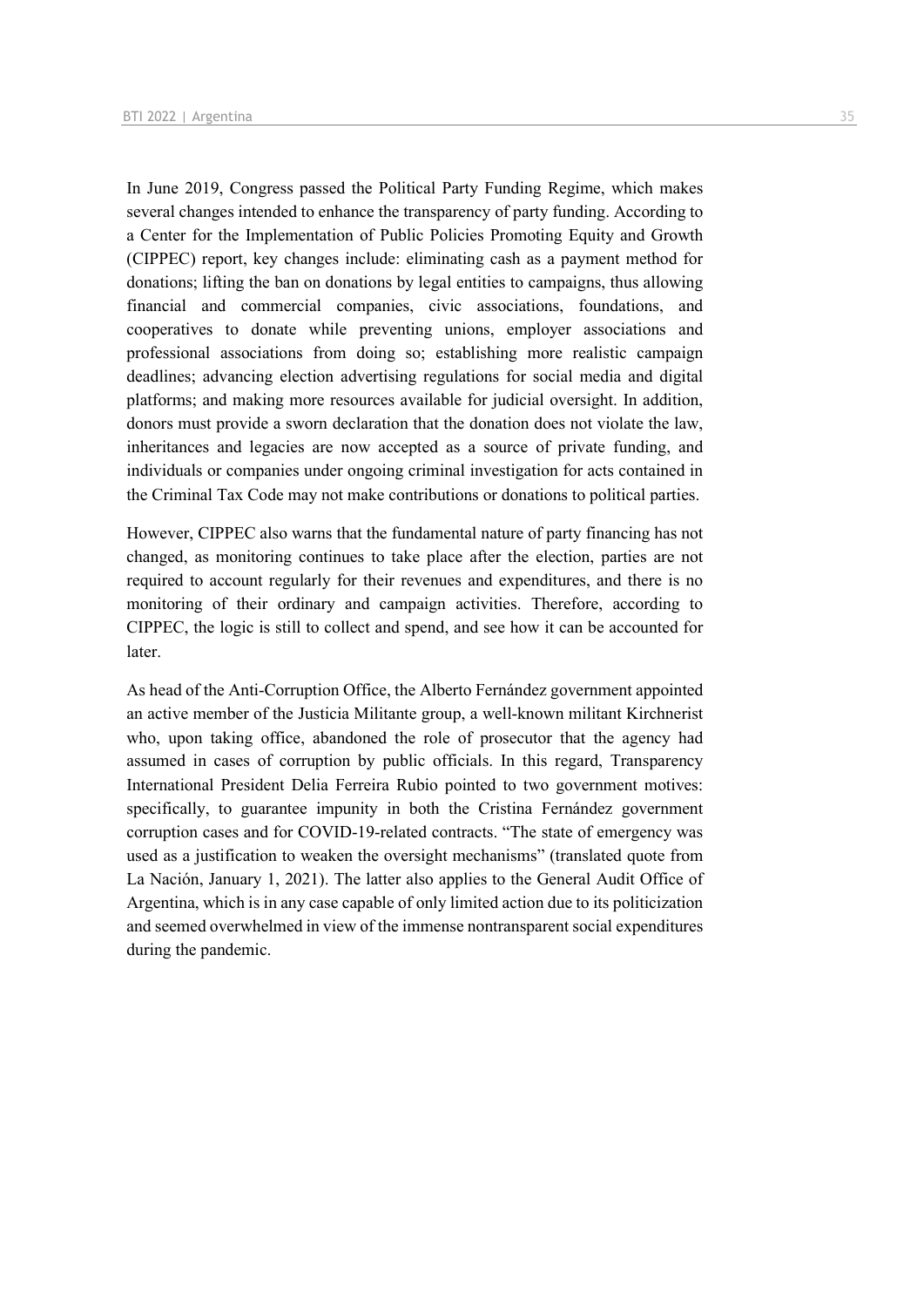In June 2019, Congress passed the Political Party Funding Regime, which makes several changes intended to enhance the transparency of party funding. According to a Center for the Implementation of Public Policies Promoting Equity and Growth (CIPPEC) report, key changes include: eliminating cash as a payment method for donations; lifting the ban on donations by legal entities to campaigns, thus allowing financial and commercial companies, civic associations, foundations, and cooperatives to donate while preventing unions, employer associations and professional associations from doing so; establishing more realistic campaign deadlines; advancing election advertising regulations for social media and digital platforms; and making more resources available for judicial oversight. In addition, donors must provide a sworn declaration that the donation does not violate the law, inheritances and legacies are now accepted as a source of private funding, and individuals or companies under ongoing criminal investigation for acts contained in the Criminal Tax Code may not make contributions or donations to political parties.

However, CIPPEC also warns that the fundamental nature of party financing has not changed, as monitoring continues to take place after the election, parties are not required to account regularly for their revenues and expenditures, and there is no monitoring of their ordinary and campaign activities. Therefore, according to CIPPEC, the logic is still to collect and spend, and see how it can be accounted for later.

As head of the Anti-Corruption Office, the Alberto Fernández government appointed an active member of the Justicia Militante group, a well-known militant Kirchnerist who, upon taking office, abandoned the role of prosecutor that the agency had assumed in cases of corruption by public officials. In this regard, Transparency International President Delia Ferreira Rubio pointed to two government motives: specifically, to guarantee impunity in both the Cristina Fernández government corruption cases and for COVID-19-related contracts. "The state of emergency was used as a justification to weaken the oversight mechanisms" (translated quote from La Nación, January 1, 2021). The latter also applies to the General Audit Office of Argentina, which is in any case capable of only limited action due to its politicization and seemed overwhelmed in view of the immense nontransparent social expenditures during the pandemic.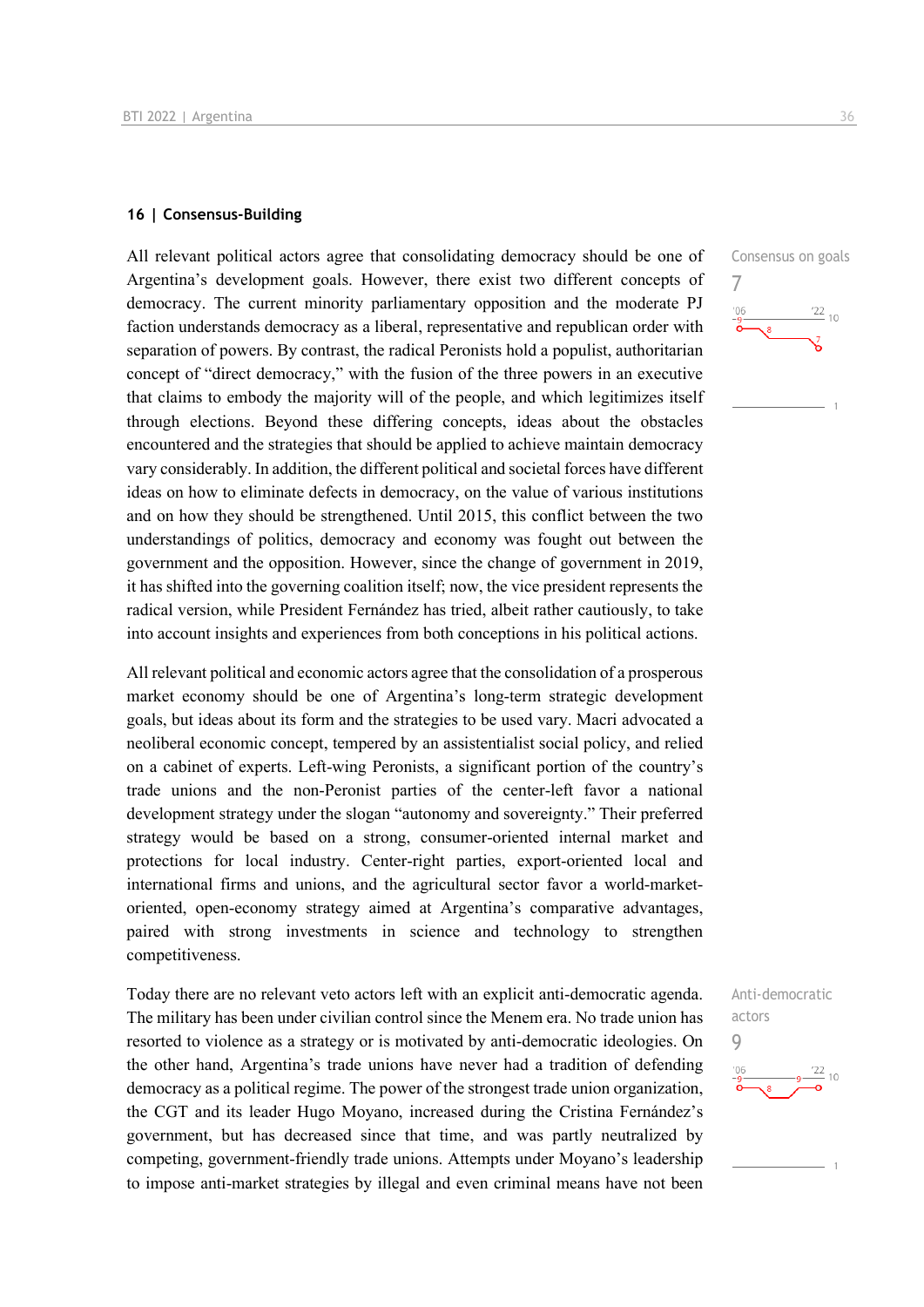## 16 | Consensus-Building

Consensus on goals

7

All relevant political actors agree that consolidating democracy should be one of Argentina's development goals. However, there exist two different concepts of democracy. The current minority parliamentary opposition and the moderate PJ faction understands democracy as a liberal, representative and republican order with separation of powers. By contrast, the radical Peronists hold a populist, authoritarian concept of "direct democracy," with the fusion of the three powers in an executive that claims to embody the majority will of the people, and which legitimizes itself through elections. Beyond these differing concepts, ideas about the obstacles encountered and the strategies that should be applied to achieve maintain democracy vary considerably. In addition, the different political and societal forces have different ideas on how to eliminate defects in democracy, on the value of various institutions and on how they should be strengthened. Until 2015, this conflict between the two understandings of politics, democracy and economy was fought out between the government and the opposition. However, since the change of government in 2019, it has shifted into the governing coalition itself; now, the vice president represents the radical version, while President Fernández has tried, albeit rather cautiously, to take into account insights and experiences from both conceptions in his political actions.

All relevant political and economic actors agree that the consolidation of a prosperous market economy should be one of Argentina's long-term strategic development goals, but ideas about its form and the strategies to be used vary. Macri advocated a neoliberal economic concept, tempered by an assistentialist social policy, and relied on a cabinet of experts. Left-wing Peronists, a significant portion of the country's trade unions and the non-Peronist parties of the center-left favor a national development strategy under the slogan "autonomy and sovereignty." Their preferred strategy would be based on a strong, consumer-oriented internal market and protections for local industry. Center-right parties, export-oriented local and international firms and unions, and the agricultural sector favor a world-market-oriented, open-economy strategy aimed at Argentina's comparative advantages, paired with strong investments in science and technology to strengthen competitiveness.

Anti-democratic actors

9

Today there are no relevant veto actors left with an explicit anti-democratic agenda. The military has been under civilian control since the Menem era. No trade union has resorted to violence as a strategy or is motivated by anti-democratic ideologies. On the other hand, Argentina's trade unions have never had a tradition of defending democracy as a political regime. The power of the strongest trade union organization, the CGT and its leader Hugo Moyano, increased during the Cristina Fernández's government, but has decreased since that time, and was partly neutralized by competing, government-friendly trade unions. Attempts under Moyano's leadership to impose anti-market strategies by illegal and even criminal means have not been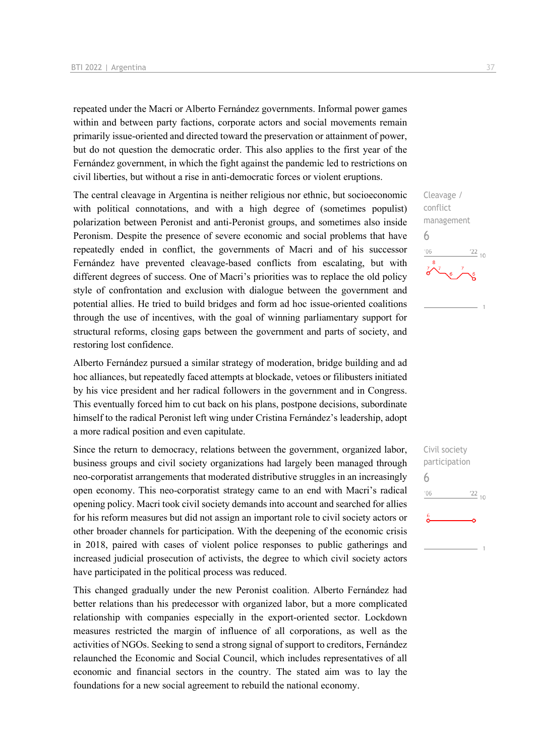repeated under the Macri or Alberto Fernández governments. Informal power games within and between party factions, corporate actors and social movements remain primarily issue-oriented and directed toward the preservation or attainment of power, but do not question the democratic order. This also applies to the first year of the Fernández government, in which the fight against the pandemic led to restrictions on civil liberties, but without a rise in anti-democratic forces or violent eruptions.

Cleavage / conflict management

6

The central cleavage in Argentina is neither religious nor ethnic, but socioeconomic with political connotations, and with a high degree of (sometimes populist) polarization between Peronist and anti-Peronist groups, and sometimes also inside Peronism. Despite the presence of severe economic and social problems that have repeatedly ended in conflict, the governments of Macri and of his successor Fernández have prevented cleavage-based conflicts from escalating, but with different degrees of success. One of Macri's priorities was to replace the old policy style of confrontation and exclusion with dialogue between the government and potential allies. He tried to build bridges and form ad hoc issue-oriented coalitions through the use of incentives, with the goal of winning parliamentary support for structural reforms, closing gaps between the government and parts of society, and restoring lost confidence.

Alberto Fernández pursued a similar strategy of moderation, bridge building and ad hoc alliances, but repeatedly faced attempts at blockade, vetoes or filibusters initiated by his vice president and her radical followers in the government and in Congress. This eventually forced him to cut back on his plans, postpone decisions, subordinate himself to the radical Peronist left wing under Cristina Fernández's leadership, adopt a more radical position and even capitulate.

Civil society participation

6

Since the return to democracy, relations between the government, organized labor, business groups and civil society organizations had largely been managed through neo-corporatist arrangements that moderated distributive struggles in an increasingly open economy. This neo-corporatist strategy came to an end with Macri's radical opening policy. Macri took civil society demands into account and searched for allies for his reform measures but did not assign an important role to civil society actors or other broader channels for participation. With the deepening of the economic crisis in 2018, paired with cases of violent police responses to public gatherings and increased judicial prosecution of activists, the degree to which civil society actors have participated in the political process was reduced.

This changed gradually under the new Peronist coalition. Alberto Fernández had better relations than his predecessor with organized labor, but a more complicated relationship with companies especially in the export-oriented sector. Lockdown measures restricted the margin of influence of all corporations, as well as the activities of NGOs. Seeking to send a strong signal of support to creditors, Fernández relaunched the Economic and Social Council, which includes representatives of all economic and financial sectors in the country. The stated aim was to lay the foundations for a new social agreement to rebuild the national economy.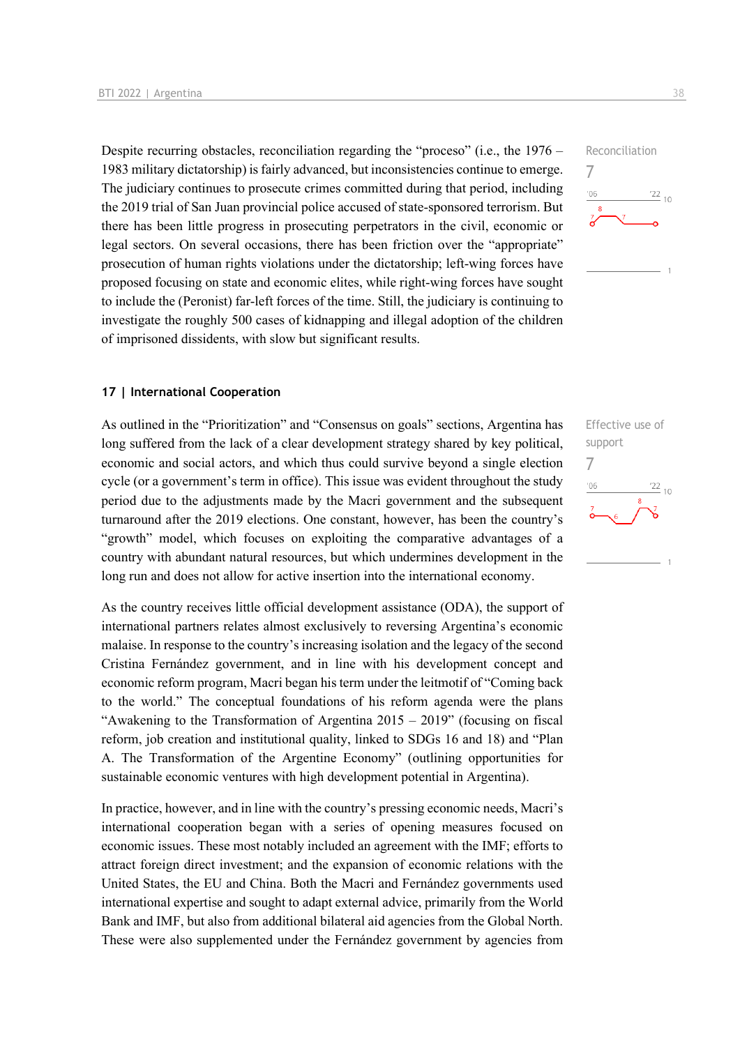Despite recurring obstacles, reconciliation regarding the "proceso" (i.e., the 1976 – 1983 military dictatorship) is fairly advanced, but inconsistencies continue to emerge. The judiciary continues to prosecute crimes committed during that period, including the 2019 trial of San Juan provincial police accused of state-sponsored terrorism. But there has been little progress in prosecuting perpetrators in the civil, economic or legal sectors. On several occasions, there has been friction over the "appropriate" prosecution of human rights violations under the dictatorship; left-wing forces have proposed focusing on state and economic elites, while right-wing forces have sought to include the (Peronist) far-left forces of the time. Still, the judiciary is continuing to investigate the roughly 500 cases of kidnapping and illegal adoption of the children of imprisoned dissidents, with slow but significant results.

Reconciliation
7

### 17 | International Cooperation

As outlined in the "Prioritization" and "Consensus on goals" sections, Argentina has long suffered from the lack of a clear development strategy shared by key political, economic and social actors, and which thus could survive beyond a single election cycle (or a government's term in office). This issue was evident throughout the study period due to the adjustments made by the Macri government and the subsequent turnaround after the 2019 elections. One constant, however, has been the country's "growth" model, which focuses on exploiting the comparative advantages of a country with abundant natural resources, but which undermines development in the long run and does not allow for active insertion into the international economy.

Effective use of support
7

As the country receives little official development assistance (ODA), the support of international partners relates almost exclusively to reversing Argentina's economic malaise. In response to the country's increasing isolation and the legacy of the second Cristina Fernández government, and in line with his development concept and economic reform program, Macri began his term under the leitmotif of "Coming back to the world." The conceptual foundations of his reform agenda were the plans "Awakening to the Transformation of Argentina 2015 – 2019" (focusing on fiscal reform, job creation and institutional quality, linked to SDGs 16 and 18) and "Plan A. The Transformation of the Argentine Economy" (outlining opportunities for sustainable economic ventures with high development potential in Argentina).

In practice, however, and in line with the country's pressing economic needs, Macri's international cooperation began with a series of opening measures focused on economic issues. These most notably included an agreement with the IMF; efforts to attract foreign direct investment; and the expansion of economic relations with the United States, the EU and China. Both the Macri and Fernández governments used international expertise and sought to adapt external advice, primarily from the World Bank and IMF, but also from additional bilateral aid agencies from the Global North. These were also supplemented under the Fernández government by agencies from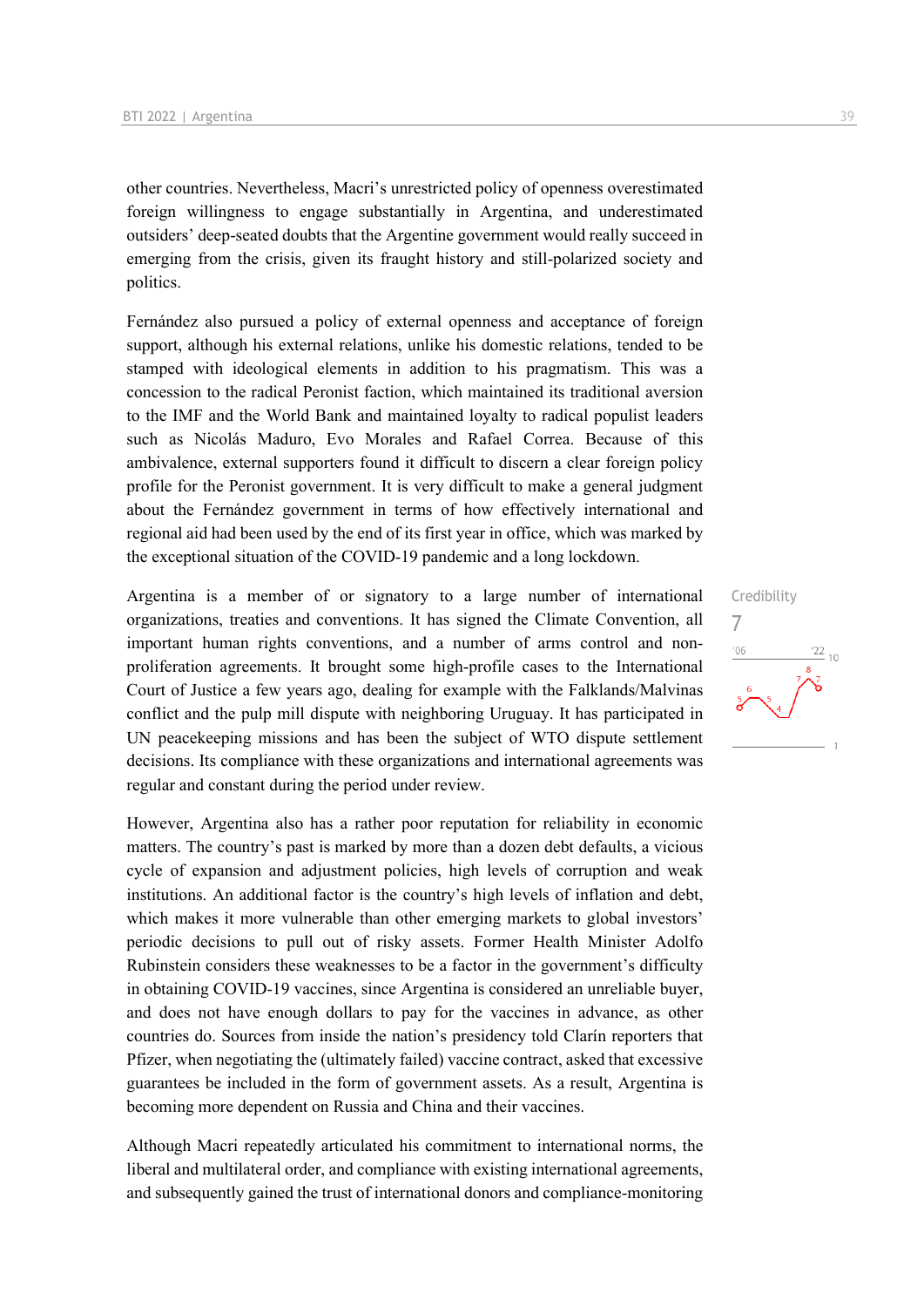other countries. Nevertheless, Macri's unrestricted policy of openness overestimated foreign willingness to engage substantially in Argentina, and underestimated outsiders' deep-seated doubts that the Argentine government would really succeed in emerging from the crisis, given its fraught history and still-polarized society and politics.

Fernández also pursued a policy of external openness and acceptance of foreign support, although his external relations, unlike his domestic relations, tended to be stamped with ideological elements in addition to his pragmatism. This was a concession to the radical Peronist faction, which maintained its traditional aversion to the IMF and the World Bank and maintained loyalty to radical populist leaders such as Nicolás Maduro, Evo Morales and Rafael Correa. Because of this ambivalence, external supporters found it difficult to discern a clear foreign policy profile for the Peronist government. It is very difficult to make a general judgment about the Fernández government in terms of how effectively international and regional aid had been used by the end of its first year in office, which was marked by the exceptional situation of the COVID-19 pandemic and a long lockdown.

Credibility
7

Argentina is a member of or signatory to a large number of international organizations, treaties and conventions. It has signed the Climate Convention, all important human rights conventions, and a number of arms control and non-proliferation agreements. It brought some high-profile cases to the International Court of Justice a few years ago, dealing for example with the Falklands/Malvinas conflict and the pulp mill dispute with neighboring Uruguay. It has participated in UN peacekeeping missions and has been the subject of WTO dispute settlement decisions. Its compliance with these organizations and international agreements was regular and constant during the period under review.

However, Argentina also has a rather poor reputation for reliability in economic matters. The country's past is marked by more than a dozen debt defaults, a vicious cycle of expansion and adjustment policies, high levels of corruption and weak institutions. An additional factor is the country's high levels of inflation and debt, which makes it more vulnerable than other emerging markets to global investors' periodic decisions to pull out of risky assets. Former Health Minister Adolfo Rubinstein considers these weaknesses to be a factor in the government's difficulty in obtaining COVID-19 vaccines, since Argentina is considered an unreliable buyer, and does not have enough dollars to pay for the vaccines in advance, as other countries do. Sources from inside the nation's presidency told Clarín reporters that Pfizer, when negotiating the (ultimately failed) vaccine contract, asked that excessive guarantees be included in the form of government assets. As a result, Argentina is becoming more dependent on Russia and China and their vaccines.

Although Macri repeatedly articulated his commitment to international norms, the liberal and multilateral order, and compliance with existing international agreements, and subsequently gained the trust of international donors and compliance-monitoring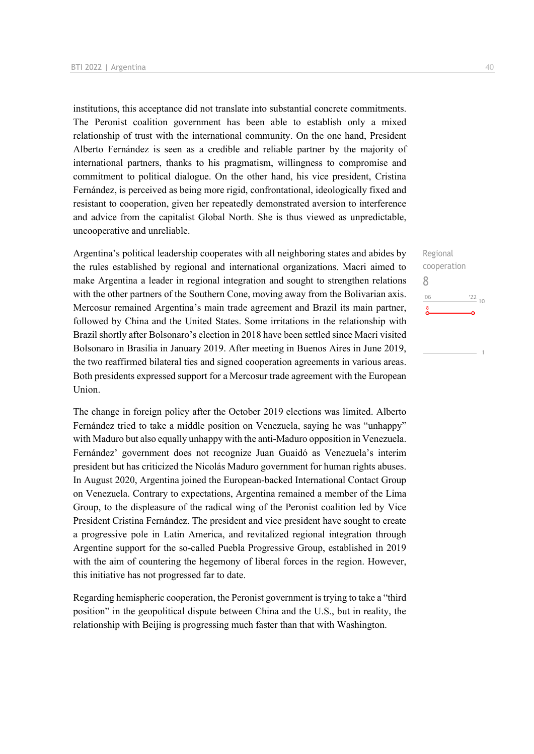institutions, this acceptance did not translate into substantial concrete commitments. The Peronist coalition government has been able to establish only a mixed relationship of trust with the international community. On the one hand, President Alberto Fernández is seen as a credible and reliable partner by the majority of international partners, thanks to his pragmatism, willingness to compromise and commitment to political dialogue. On the other hand, his vice president, Cristina Fernández, is perceived as being more rigid, confrontational, ideologically fixed and resistant to cooperation, given her repeatedly demonstrated aversion to interference and advice from the capitalist Global North. She is thus viewed as unpredictable, uncooperative and unreliable.

Regional cooperation
8

Argentina's political leadership cooperates with all neighboring states and abides by the rules established by regional and international organizations. Macri aimed to make Argentina a leader in regional integration and sought to strengthen relations with the other partners of the Southern Cone, moving away from the Bolivarian axis. Mercosur remained Argentina's main trade agreement and Brazil its main partner, followed by China and the United States. Some irritations in the relationship with Brazil shortly after Bolsonaro's election in 2018 have been settled since Macri visited Bolsonaro in Brasilia in January 2019. After meeting in Buenos Aires in June 2019, the two reaffirmed bilateral ties and signed cooperation agreements in various areas. Both presidents expressed support for a Mercosur trade agreement with the European Union.

The change in foreign policy after the October 2019 elections was limited. Alberto Fernández tried to take a middle position on Venezuela, saying he was "unhappy" with Maduro but also equally unhappy with the anti-Maduro opposition in Venezuela. Fernández' government does not recognize Juan Guaidó as Venezuela's interim president but has criticized the Nicolás Maduro government for human rights abuses. In August 2020, Argentina joined the European-backed International Contact Group on Venezuela. Contrary to expectations, Argentina remained a member of the Lima Group, to the displeasure of the radical wing of the Peronist coalition led by Vice President Cristina Fernández. The president and vice president have sought to create a progressive pole in Latin America, and revitalized regional integration through Argentine support for the so-called Puebla Progressive Group, established in 2019 with the aim of countering the hegemony of liberal forces in the region. However, this initiative has not progressed far to date.

Regarding hemispheric cooperation, the Peronist government is trying to take a "third position" in the geopolitical dispute between China and the U.S., but in reality, the relationship with Beijing is progressing much faster than that with Washington.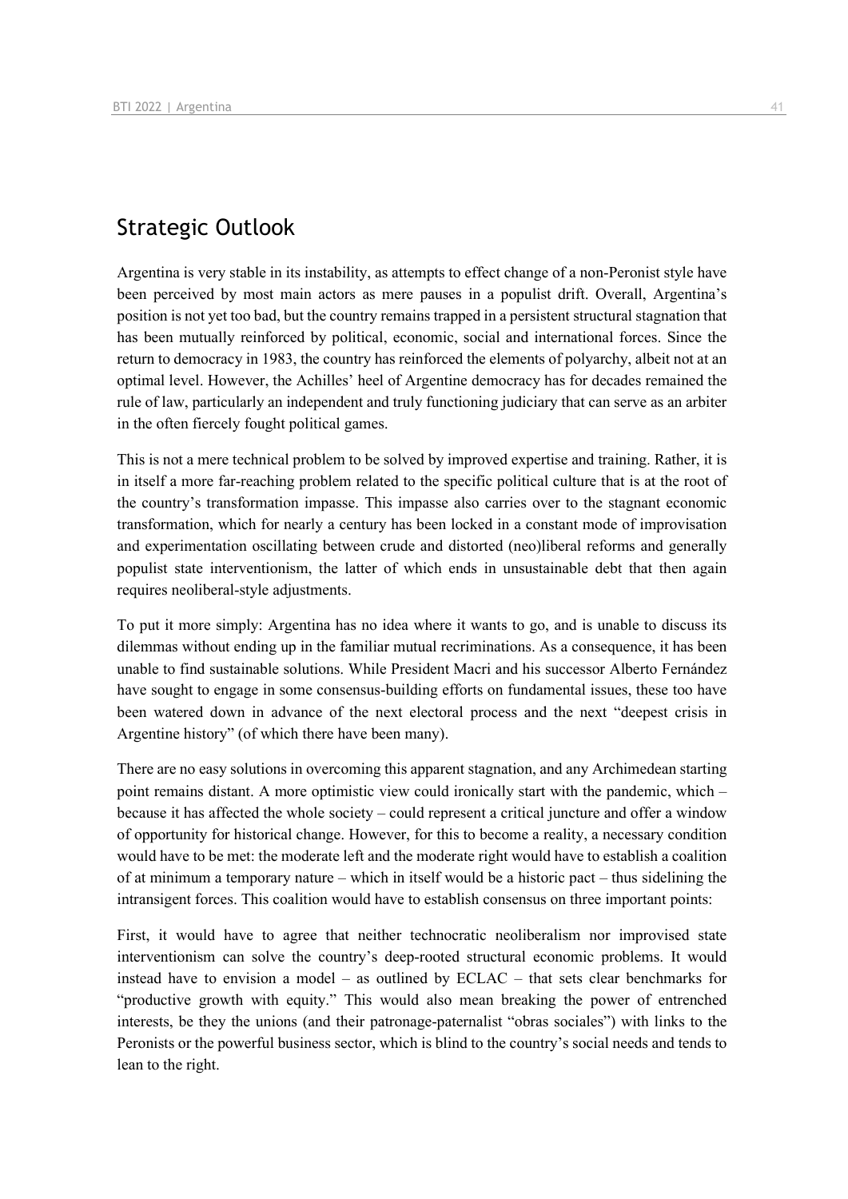## Strategic Outlook

Argentina is very stable in its instability, as attempts to effect change of a non-Peronist style have been perceived by most main actors as mere pauses in a populist drift. Overall, Argentina's position is not yet too bad, but the country remains trapped in a persistent structural stagnation that has been mutually reinforced by political, economic, social and international forces. Since the return to democracy in 1983, the country has reinforced the elements of polyarchy, albeit not at an optimal level. However, the Achilles' heel of Argentine democracy has for decades remained the rule of law, particularly an independent and truly functioning judiciary that can serve as an arbiter in the often fiercely fought political games.

This is not a mere technical problem to be solved by improved expertise and training. Rather, it is in itself a more far-reaching problem related to the specific political culture that is at the root of the country's transformation impasse. This impasse also carries over to the stagnant economic transformation, which for nearly a century has been locked in a constant mode of improvisation and experimentation oscillating between crude and distorted (neo)liberal reforms and generally populist state interventionism, the latter of which ends in unsustainable debt that then again requires neoliberal-style adjustments.

To put it more simply: Argentina has no idea where it wants to go, and is unable to discuss its dilemmas without ending up in the familiar mutual recriminations. As a consequence, it has been unable to find sustainable solutions. While President Macri and his successor Alberto Fernández have sought to engage in some consensus-building efforts on fundamental issues, these too have been watered down in advance of the next electoral process and the next "deepest crisis in Argentine history" (of which there have been many).

There are no easy solutions in overcoming this apparent stagnation, and any Archimedean starting point remains distant. A more optimistic view could ironically start with the pandemic, which – because it has affected the whole society – could represent a critical juncture and offer a window of opportunity for historical change. However, for this to become a reality, a necessary condition would have to be met: the moderate left and the moderate right would have to establish a coalition of at minimum a temporary nature – which in itself would be a historic pact – thus sidelining the intransigent forces. This coalition would have to establish consensus on three important points:

First, it would have to agree that neither technocratic neoliberalism nor improvised state interventionism can solve the country's deep-rooted structural economic problems. It would instead have to envision a model – as outlined by ECLAC – that sets clear benchmarks for "productive growth with equity." This would also mean breaking the power of entrenched interests, be they the unions (and their patronage-paternalist "obras sociales") with links to the Peronists or the powerful business sector, which is blind to the country's social needs and tends to lean to the right.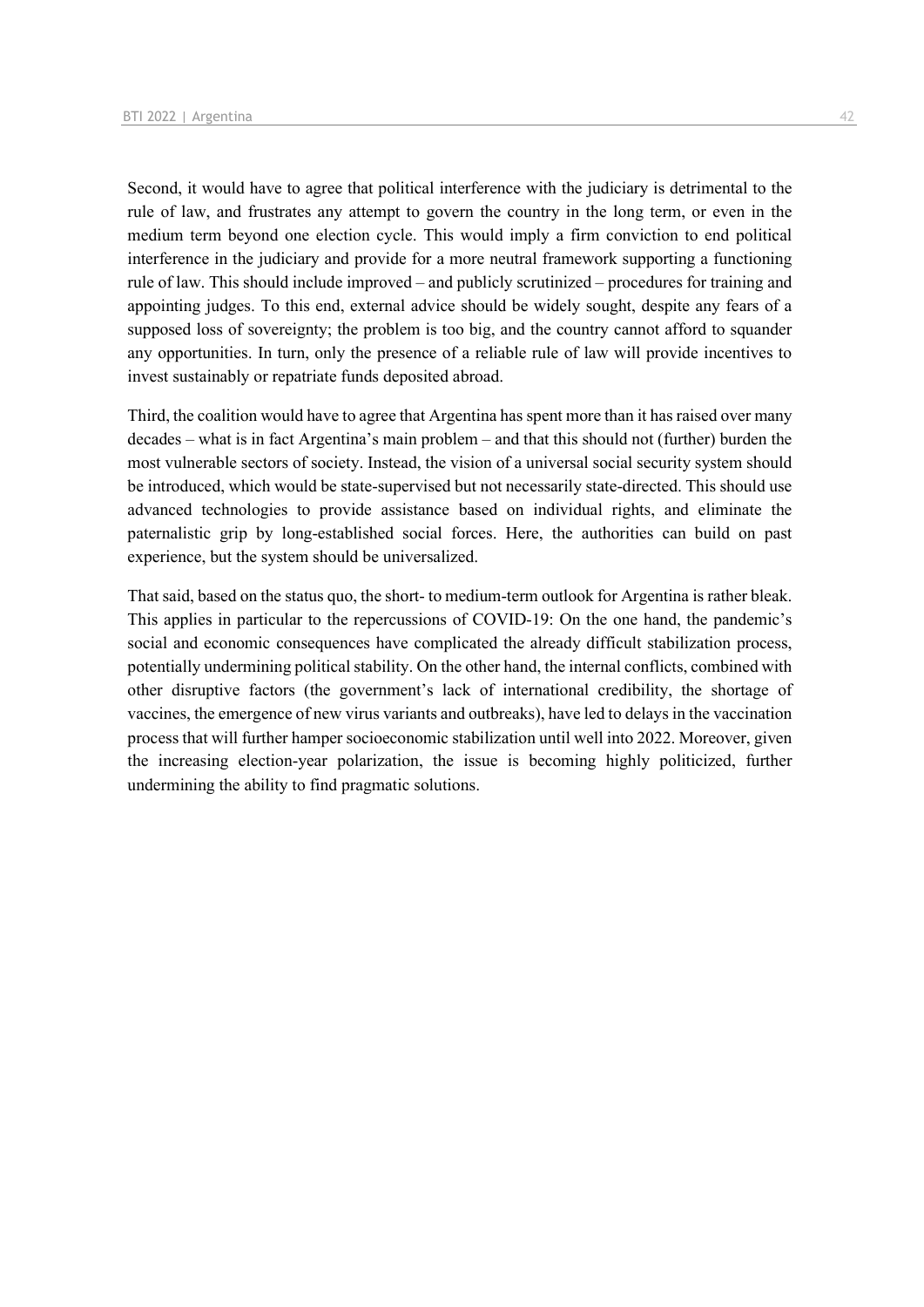Second, it would have to agree that political interference with the judiciary is detrimental to the rule of law, and frustrates any attempt to govern the country in the long term, or even in the medium term beyond one election cycle. This would imply a firm conviction to end political interference in the judiciary and provide for a more neutral framework supporting a functioning rule of law. This should include improved – and publicly scrutinized – procedures for training and appointing judges. To this end, external advice should be widely sought, despite any fears of a supposed loss of sovereignty; the problem is too big, and the country cannot afford to squander any opportunities. In turn, only the presence of a reliable rule of law will provide incentives to invest sustainably or repatriate funds deposited abroad.

Third, the coalition would have to agree that Argentina has spent more than it has raised over many decades – what is in fact Argentina's main problem – and that this should not (further) burden the most vulnerable sectors of society. Instead, the vision of a universal social security system should be introduced, which would be state-supervised but not necessarily state-directed. This should use advanced technologies to provide assistance based on individual rights, and eliminate the paternalistic grip by long-established social forces. Here, the authorities can build on past experience, but the system should be universalized.

That said, based on the status quo, the short- to medium-term outlook for Argentina is rather bleak. This applies in particular to the repercussions of COVID-19: On the one hand, the pandemic's social and economic consequences have complicated the already difficult stabilization process, potentially undermining political stability. On the other hand, the internal conflicts, combined with other disruptive factors (the government's lack of international credibility, the shortage of vaccines, the emergence of new virus variants and outbreaks), have led to delays in the vaccination process that will further hamper socioeconomic stabilization until well into 2022. Moreover, given the increasing election-year polarization, the issue is becoming highly politicized, further undermining the ability to find pragmatic solutions.